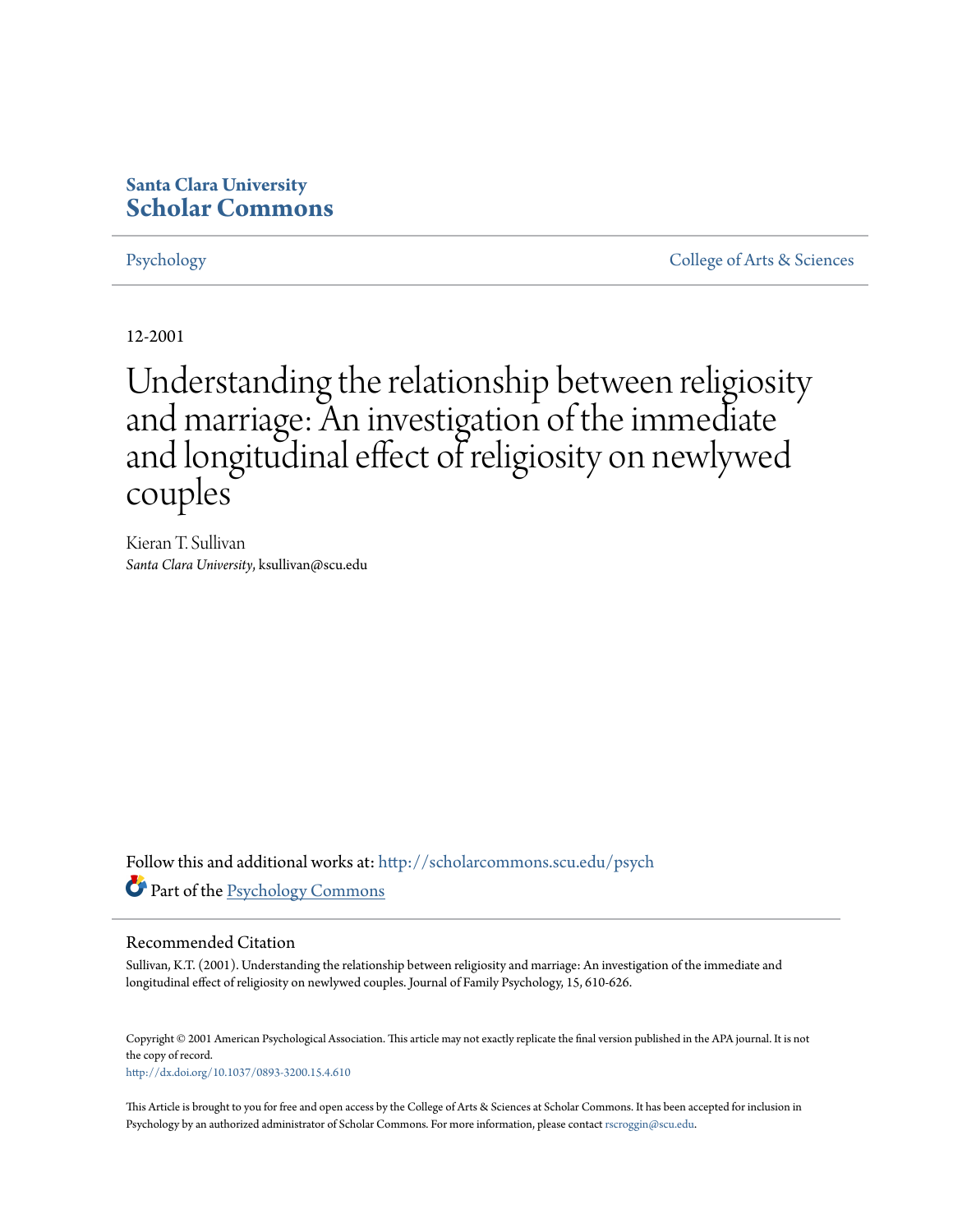**Santa Clara University**
**Scholar Commons**

Psychology | College of Arts & Sciences

12-2001

# Understanding the relationship between religiosity and marriage: An investigation of the immediate and longitudinal effect of religiosity on newlywed couples

Kieran T. Sullivan
*Santa Clara University*, ksullivan@scu.edu

Follow this and additional works at: http://scholarcommons.scu.edu/psych

Part of the Psychology Commons

## Recommended Citation

Sullivan, K.T. (2001). Understanding the relationship between religiosity and marriage: An investigation of the immediate and longitudinal effect of religiosity on newlywed couples. Journal of Family Psychology, 15, 610-626.

Copyright © 2001 American Psychological Association. This article may not exactly replicate the final version published in the APA journal. It is not the copy of record.
http://dx.doi.org/10.1037/0893-3200.15.4.610

This Article is brought to you for free and open access by the College of Arts & Sciences at Scholar Commons. It has been accepted for inclusion in Psychology by an authorized administrator of Scholar Commons. For more information, please contact rscroggin@scu.edu.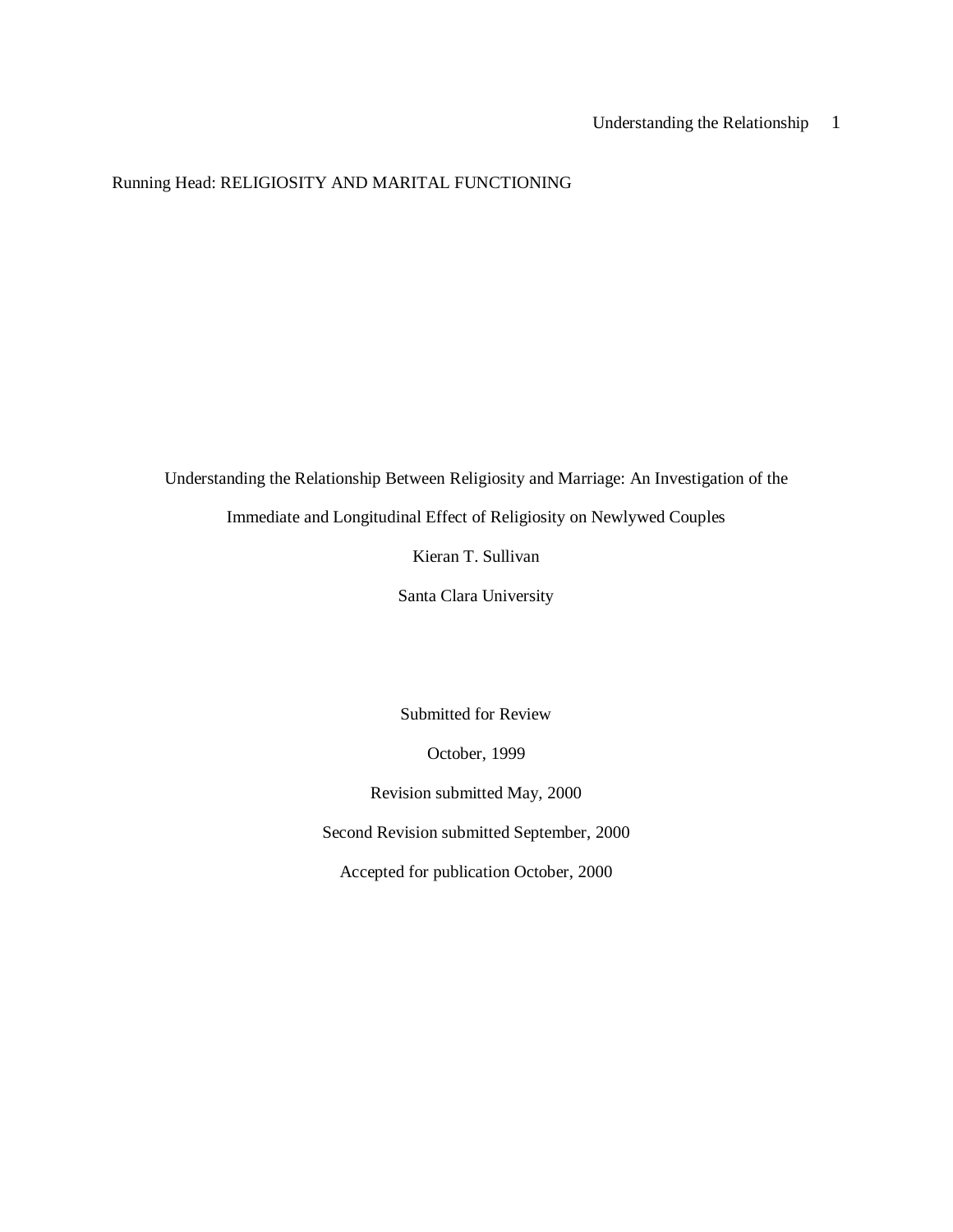Running Head: RELIGIOSITY AND MARITAL FUNCTIONING

# Understanding the Relationship Between Religiosity and Marriage: An Investigation of the Immediate and Longitudinal Effect of Religiosity on Newlywed Couples

Kieran T. Sullivan

Santa Clara University

Submitted for Review

October, 1999

Revision submitted May, 2000

Second Revision submitted September, 2000

Accepted for publication October, 2000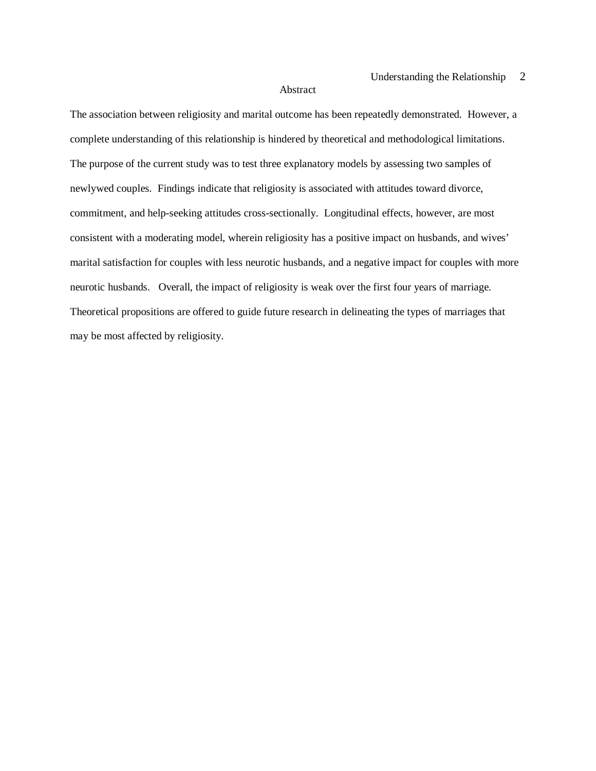# Abstract

The association between religiosity and marital outcome has been repeatedly demonstrated. However, a complete understanding of this relationship is hindered by theoretical and methodological limitations. The purpose of the current study was to test three explanatory models by assessing two samples of newlywed couples. Findings indicate that religiosity is associated with attitudes toward divorce, commitment, and help-seeking attitudes cross-sectionally. Longitudinal effects, however, are most consistent with a moderating model, wherein religiosity has a positive impact on husbands, and wives' marital satisfaction for couples with less neurotic husbands, and a negative impact for couples with more neurotic husbands. Overall, the impact of religiosity is weak over the first four years of marriage. Theoretical propositions are offered to guide future research in delineating the types of marriages that may be most affected by religiosity.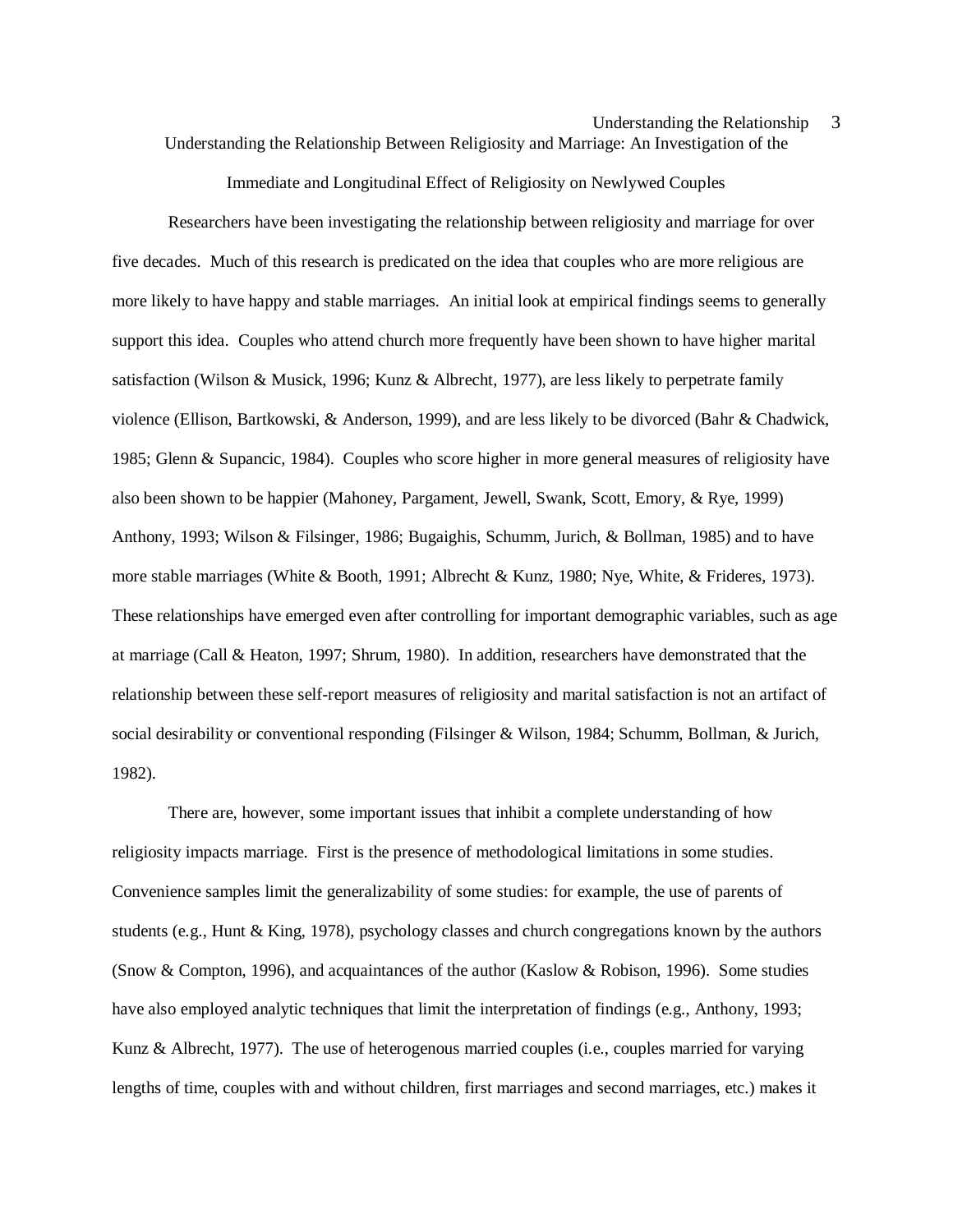# Understanding the Relationship Between Religiosity and Marriage: An Investigation of the Immediate and Longitudinal Effect of Religiosity on Newlywed Couples

Researchers have been investigating the relationship between religiosity and marriage for over five decades. Much of this research is predicated on the idea that couples who are more religious are more likely to have happy and stable marriages. An initial look at empirical findings seems to generally support this idea. Couples who attend church more frequently have been shown to have higher marital satisfaction (Wilson & Musick, 1996; Kunz & Albrecht, 1977), are less likely to perpetrate family violence (Ellison, Bartkowski, & Anderson, 1999), and are less likely to be divorced (Bahr & Chadwick, 1985; Glenn & Supancic, 1984). Couples who score higher in more general measures of religiosity have also been shown to be happier (Mahoney, Pargament, Jewell, Swank, Scott, Emory, & Rye, 1999) Anthony, 1993; Wilson & Filsinger, 1986; Bugaighis, Schumm, Jurich, & Bollman, 1985) and to have more stable marriages (White & Booth, 1991; Albrecht & Kunz, 1980; Nye, White, & Frideres, 1973). These relationships have emerged even after controlling for important demographic variables, such as age at marriage (Call & Heaton, 1997; Shrum, 1980). In addition, researchers have demonstrated that the relationship between these self-report measures of religiosity and marital satisfaction is not an artifact of social desirability or conventional responding (Filsinger & Wilson, 1984; Schumm, Bollman, & Jurich, 1982).

There are, however, some important issues that inhibit a complete understanding of how religiosity impacts marriage. First is the presence of methodological limitations in some studies. Convenience samples limit the generalizability of some studies: for example, the use of parents of students (e.g., Hunt & King, 1978), psychology classes and church congregations known by the authors (Snow & Compton, 1996), and acquaintances of the author (Kaslow & Robison, 1996). Some studies have also employed analytic techniques that limit the interpretation of findings (e.g., Anthony, 1993; Kunz & Albrecht, 1977). The use of heterogenous married couples (i.e., couples married for varying lengths of time, couples with and without children, first marriages and second marriages, etc.) makes it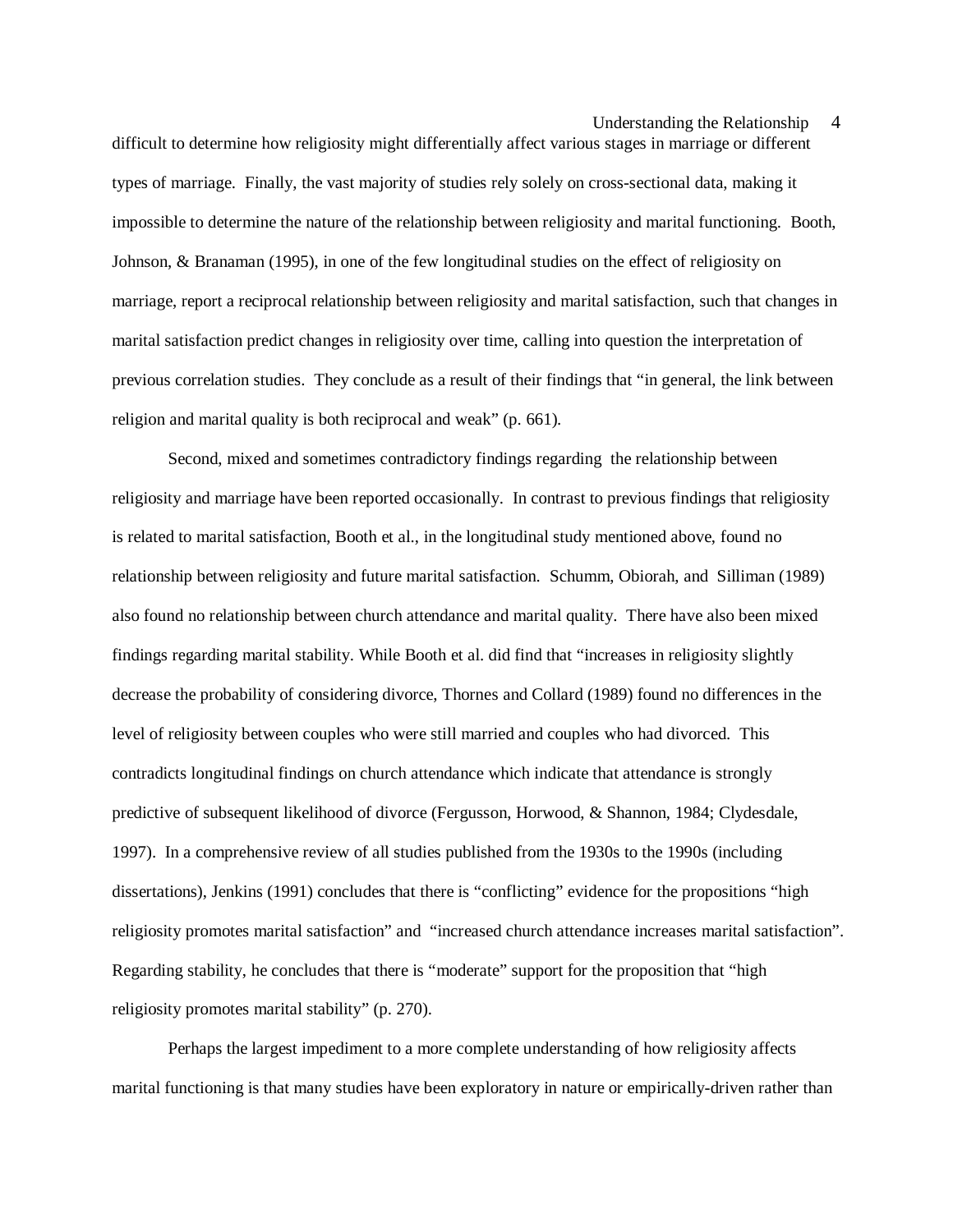difficult to determine how religiosity might differentially affect various stages in marriage or different types of marriage. Finally, the vast majority of studies rely solely on cross-sectional data, making it impossible to determine the nature of the relationship between religiosity and marital functioning. Booth, Johnson, & Branaman (1995), in one of the few longitudinal studies on the effect of religiosity on marriage, report a reciprocal relationship between religiosity and marital satisfaction, such that changes in marital satisfaction predict changes in religiosity over time, calling into question the interpretation of previous correlation studies. They conclude as a result of their findings that "in general, the link between religion and marital quality is both reciprocal and weak" (p. 661).

Second, mixed and sometimes contradictory findings regarding the relationship between religiosity and marriage have been reported occasionally. In contrast to previous findings that religiosity is related to marital satisfaction, Booth et al., in the longitudinal study mentioned above, found no relationship between religiosity and future marital satisfaction. Schumm, Obiorah, and Silliman (1989) also found no relationship between church attendance and marital quality. There have also been mixed findings regarding marital stability. While Booth et al. did find that "increases in religiosity slightly decrease the probability of considering divorce, Thornes and Collard (1989) found no differences in the level of religiosity between couples who were still married and couples who had divorced. This contradicts longitudinal findings on church attendance which indicate that attendance is strongly predictive of subsequent likelihood of divorce (Fergusson, Horwood, & Shannon, 1984; Clydesdale, 1997). In a comprehensive review of all studies published from the 1930s to the 1990s (including dissertations), Jenkins (1991) concludes that there is "conflicting" evidence for the propositions "high religiosity promotes marital satisfaction" and "increased church attendance increases marital satisfaction". Regarding stability, he concludes that there is "moderate" support for the proposition that "high religiosity promotes marital stability" (p. 270).

Perhaps the largest impediment to a more complete understanding of how religiosity affects marital functioning is that many studies have been exploratory in nature or empirically-driven rather than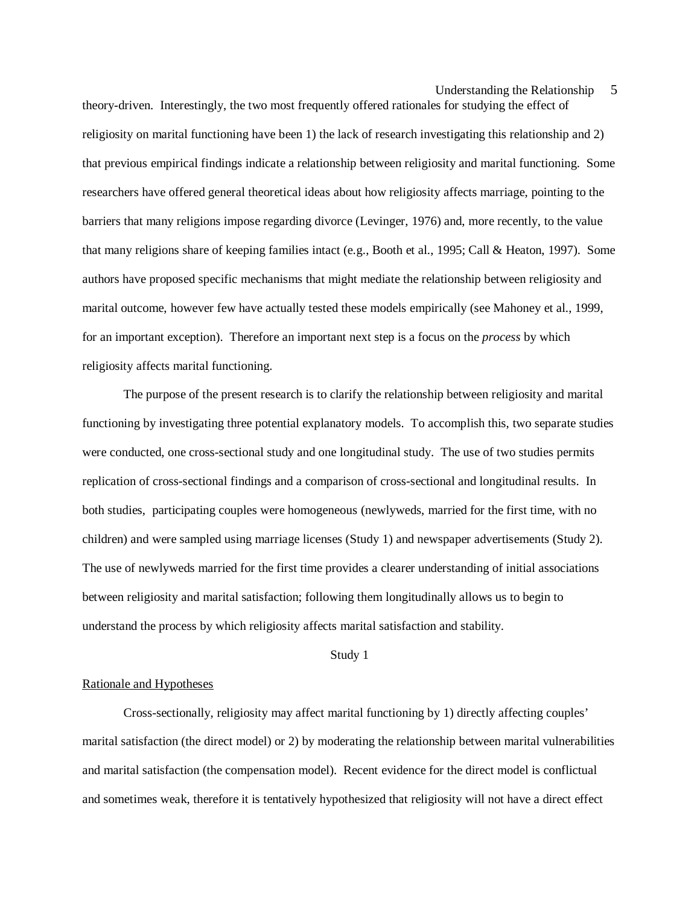theory-driven. Interestingly, the two most frequently offered rationales for studying the effect of religiosity on marital functioning have been 1) the lack of research investigating this relationship and 2) that previous empirical findings indicate a relationship between religiosity and marital functioning. Some researchers have offered general theoretical ideas about how religiosity affects marriage, pointing to the barriers that many religions impose regarding divorce (Levinger, 1976) and, more recently, to the value that many religions share of keeping families intact (e.g., Booth et al., 1995; Call & Heaton, 1997). Some authors have proposed specific mechanisms that might mediate the relationship between religiosity and marital outcome, however few have actually tested these models empirically (see Mahoney et al., 1999, for an important exception). Therefore an important next step is a focus on the *process* by which religiosity affects marital functioning.

The purpose of the present research is to clarify the relationship between religiosity and marital functioning by investigating three potential explanatory models. To accomplish this, two separate studies were conducted, one cross-sectional study and one longitudinal study. The use of two studies permits replication of cross-sectional findings and a comparison of cross-sectional and longitudinal results. In both studies, participating couples were homogeneous (newlyweds, married for the first time, with no children) and were sampled using marriage licenses (Study 1) and newspaper advertisements (Study 2). The use of newlyweds married for the first time provides a clearer understanding of initial associations between religiosity and marital satisfaction; following them longitudinally allows us to begin to understand the process by which religiosity affects marital satisfaction and stability.

## Study 1

### Rationale and Hypotheses

Cross-sectionally, religiosity may affect marital functioning by 1) directly affecting couples' marital satisfaction (the direct model) or 2) by moderating the relationship between marital vulnerabilities and marital satisfaction (the compensation model). Recent evidence for the direct model is conflictual and sometimes weak, therefore it is tentatively hypothesized that religiosity will not have a direct effect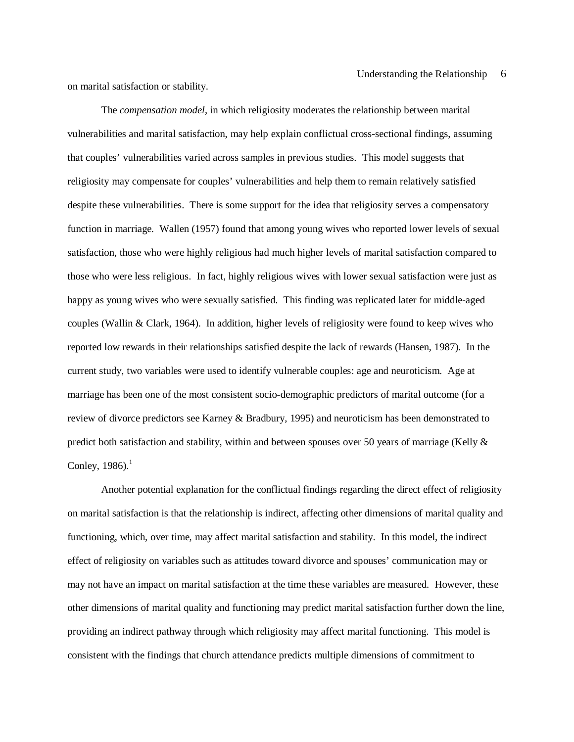on marital satisfaction or stability.

The *compensation model*, in which religiosity moderates the relationship between marital vulnerabilities and marital satisfaction, may help explain conflictual cross-sectional findings, assuming that couples' vulnerabilities varied across samples in previous studies. This model suggests that religiosity may compensate for couples' vulnerabilities and help them to remain relatively satisfied despite these vulnerabilities. There is some support for the idea that religiosity serves a compensatory function in marriage. Wallen (1957) found that among young wives who reported lower levels of sexual satisfaction, those who were highly religious had much higher levels of marital satisfaction compared to those who were less religious. In fact, highly religious wives with lower sexual satisfaction were just as happy as young wives who were sexually satisfied. This finding was replicated later for middle-aged couples (Wallin & Clark, 1964). In addition, higher levels of religiosity were found to keep wives who reported low rewards in their relationships satisfied despite the lack of rewards (Hansen, 1987). In the current study, two variables were used to identify vulnerable couples: age and neuroticism. Age at marriage has been one of the most consistent socio-demographic predictors of marital outcome (for a review of divorce predictors see Karney & Bradbury, 1995) and neuroticism has been demonstrated to predict both satisfaction and stability, within and between spouses over 50 years of marriage (Kelly & Conley, 1986).[1]

Another potential explanation for the conflictual findings regarding the direct effect of religiosity on marital satisfaction is that the relationship is indirect, affecting other dimensions of marital quality and functioning, which, over time, may affect marital satisfaction and stability. In this model, the indirect effect of religiosity on variables such as attitudes toward divorce and spouses' communication may or may not have an impact on marital satisfaction at the time these variables are measured. However, these other dimensions of marital quality and functioning may predict marital satisfaction further down the line, providing an indirect pathway through which religiosity may affect marital functioning. This model is consistent with the findings that church attendance predicts multiple dimensions of commitment to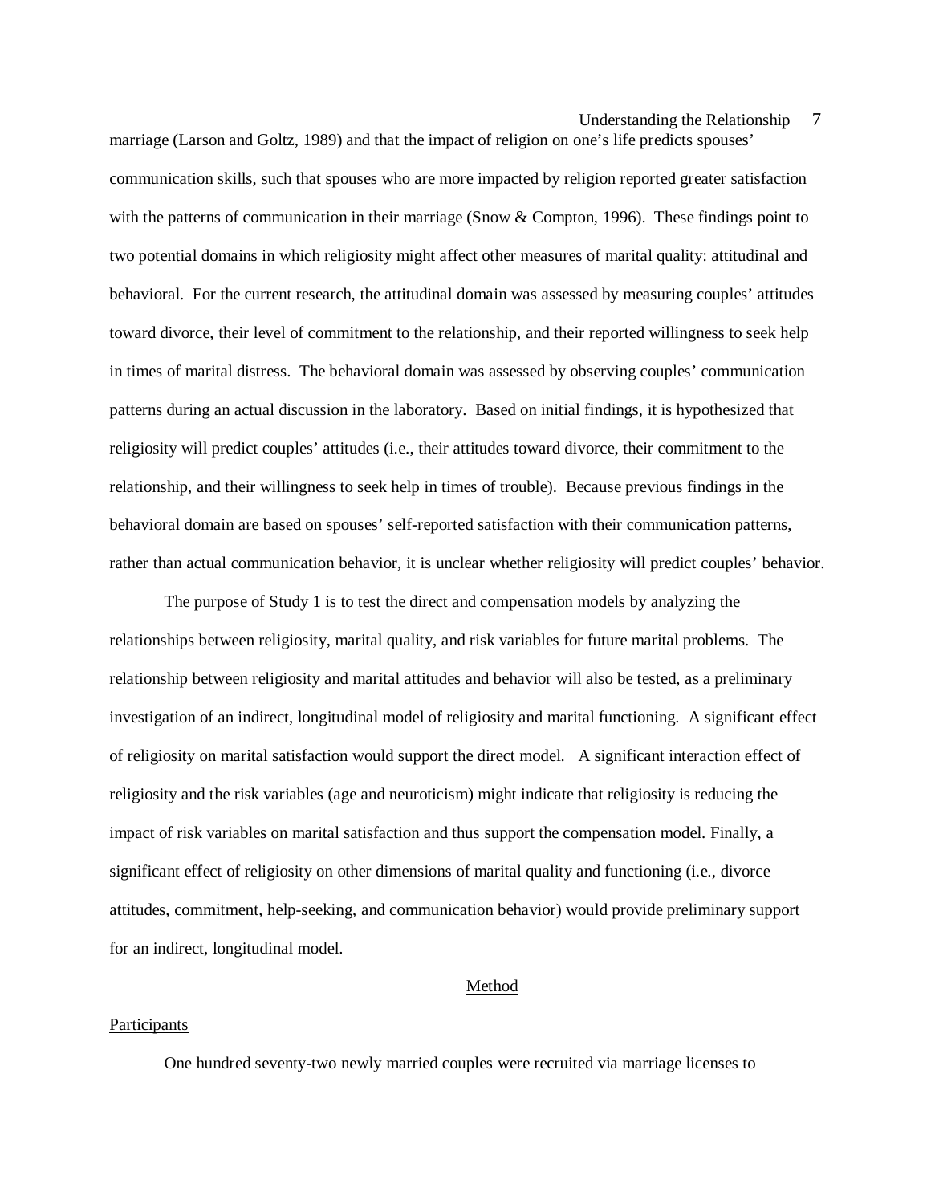marriage (Larson and Goltz, 1989) and that the impact of religion on one's life predicts spouses' communication skills, such that spouses who are more impacted by religion reported greater satisfaction with the patterns of communication in their marriage (Snow & Compton, 1996). These findings point to two potential domains in which religiosity might affect other measures of marital quality: attitudinal and behavioral. For the current research, the attitudinal domain was assessed by measuring couples' attitudes toward divorce, their level of commitment to the relationship, and their reported willingness to seek help in times of marital distress. The behavioral domain was assessed by observing couples' communication patterns during an actual discussion in the laboratory. Based on initial findings, it is hypothesized that religiosity will predict couples' attitudes (i.e., their attitudes toward divorce, their commitment to the relationship, and their willingness to seek help in times of trouble). Because previous findings in the behavioral domain are based on spouses' self-reported satisfaction with their communication patterns, rather than actual communication behavior, it is unclear whether religiosity will predict couples' behavior.

The purpose of Study 1 is to test the direct and compensation models by analyzing the relationships between religiosity, marital quality, and risk variables for future marital problems. The relationship between religiosity and marital attitudes and behavior will also be tested, as a preliminary investigation of an indirect, longitudinal model of religiosity and marital functioning. A significant effect of religiosity on marital satisfaction would support the direct model. A significant interaction effect of religiosity and the risk variables (age and neuroticism) might indicate that religiosity is reducing the impact of risk variables on marital satisfaction and thus support the compensation model. Finally, a significant effect of religiosity on other dimensions of marital quality and functioning (i.e., divorce attitudes, commitment, help-seeking, and communication behavior) would provide preliminary support for an indirect, longitudinal model.

## Method

### Participants

One hundred seventy-two newly married couples were recruited via marriage licenses to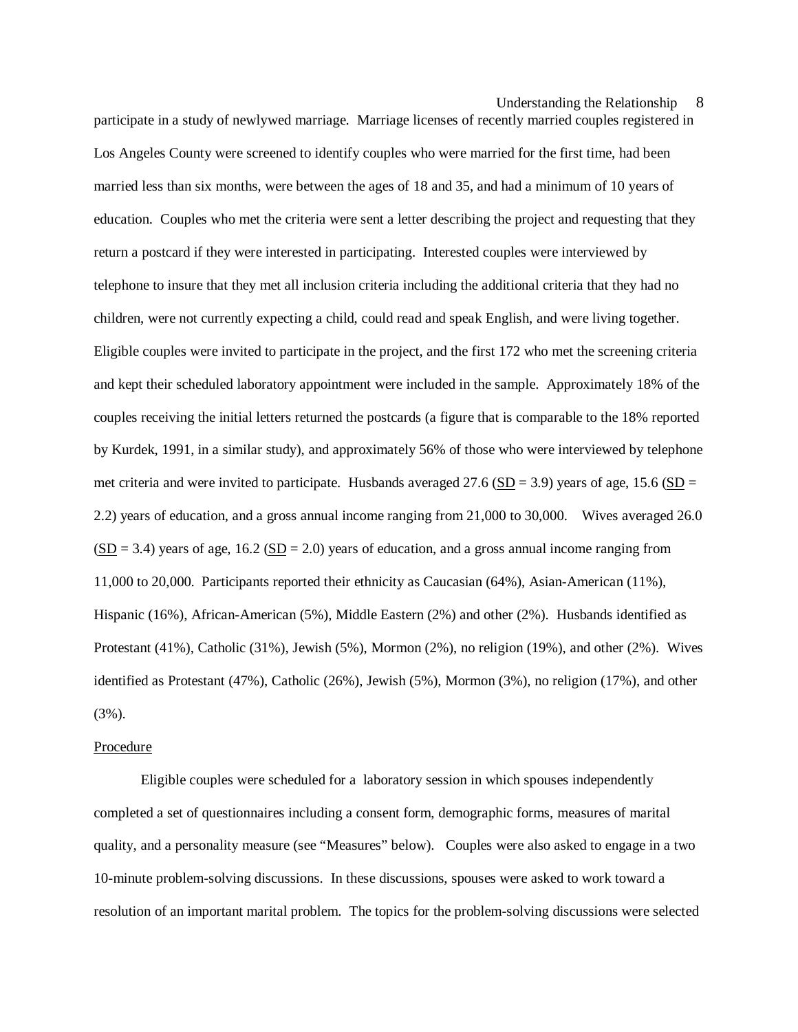participate in a study of newlywed marriage. Marriage licenses of recently married couples registered in Los Angeles County were screened to identify couples who were married for the first time, had been married less than six months, were between the ages of 18 and 35, and had a minimum of 10 years of education. Couples who met the criteria were sent a letter describing the project and requesting that they return a postcard if they were interested in participating. Interested couples were interviewed by telephone to insure that they met all inclusion criteria including the additional criteria that they had no children, were not currently expecting a child, could read and speak English, and were living together. Eligible couples were invited to participate in the project, and the first 172 who met the screening criteria and kept their scheduled laboratory appointment were included in the sample. Approximately 18% of the couples receiving the initial letters returned the postcards (a figure that is comparable to the 18% reported by Kurdek, 1991, in a similar study), and approximately 56% of those who were interviewed by telephone met criteria and were invited to participate. Husbands averaged 27.6 (SD = 3.9) years of age, 15.6 (SD = 2.2) years of education, and a gross annual income ranging from 21,000 to 30,000. Wives averaged 26.0 (SD = 3.4) years of age, 16.2 (SD = 2.0) years of education, and a gross annual income ranging from 11,000 to 20,000. Participants reported their ethnicity as Caucasian (64%), Asian-American (11%), Hispanic (16%), African-American (5%), Middle Eastern (2%) and other (2%). Husbands identified as Protestant (41%), Catholic (31%), Jewish (5%), Mormon (2%), no religion (19%), and other (2%). Wives identified as Protestant (47%), Catholic (26%), Jewish (5%), Mormon (3%), no religion (17%), and other (3%).

## Procedure

Eligible couples were scheduled for a laboratory session in which spouses independently completed a set of questionnaires including a consent form, demographic forms, measures of marital quality, and a personality measure (see "Measures" below). Couples were also asked to engage in a two 10-minute problem-solving discussions. In these discussions, spouses were asked to work toward a resolution of an important marital problem. The topics for the problem-solving discussions were selected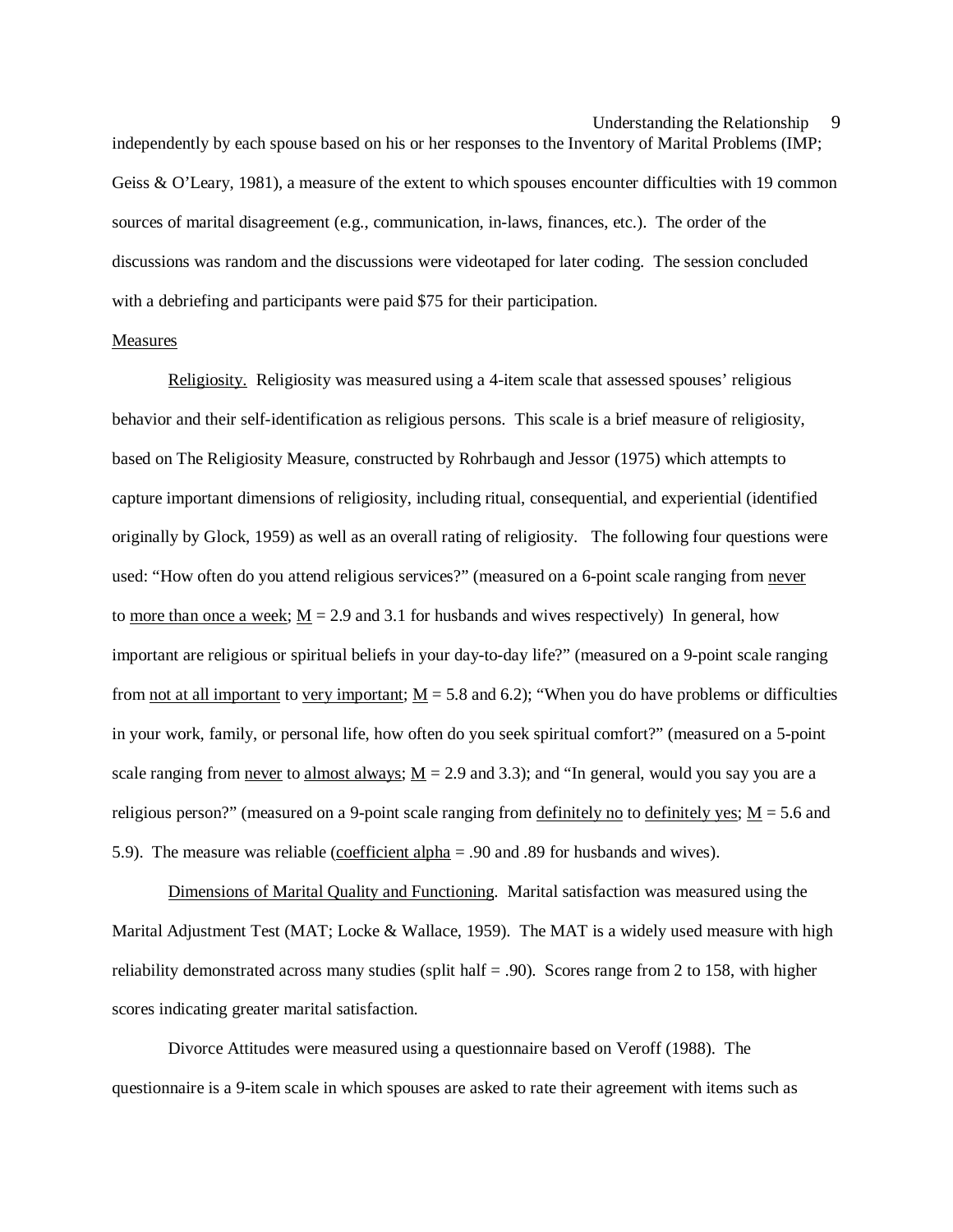independently by each spouse based on his or her responses to the Inventory of Marital Problems (IMP; Geiss & O'Leary, 1981), a measure of the extent to which spouses encounter difficulties with 19 common sources of marital disagreement (e.g., communication, in-laws, finances, etc.). The order of the discussions was random and the discussions were videotaped for later coding. The session concluded with a debriefing and participants were paid $75 for their participation.

## Measures

*Religiosity.* Religiosity was measured using a 4-item scale that assessed spouses' religious behavior and their self-identification as religious persons. This scale is a brief measure of religiosity, based on The Religiosity Measure, constructed by Rohrbaugh and Jessor (1975) which attempts to capture important dimensions of religiosity, including ritual, consequential, and experiential (identified originally by Glock, 1959) as well as an overall rating of religiosity. The following four questions were used: "How often do you attend religious services?" (measured on a 6-point scale ranging from *never* to *more than once a week*; $M$ = 2.9 and 3.1 for husbands and wives respectively) In general, how important are religious or spiritual beliefs in your day-to-day life?" (measured on a 9-point scale ranging from *not at all important* to *very important*; $M$ = 5.8 and 6.2); "When you do have problems or difficulties in your work, family, or personal life, how often do you seek spiritual comfort?" (measured on a 5-point scale ranging from *never* to *almost always*; $M$ = 2.9 and 3.3); and "In general, would you say you are a religious person?" (measured on a 9-point scale ranging from *definitely no* to *definitely yes*; $M$ = 5.6 and 5.9). The measure was reliable (*coefficient alpha* = .90 and .89 for husbands and wives).

*Dimensions of Marital Quality and Functioning*. Marital satisfaction was measured using the Marital Adjustment Test (MAT; Locke & Wallace, 1959). The MAT is a widely used measure with high reliability demonstrated across many studies (split half = .90). Scores range from 2 to 158, with higher scores indicating greater marital satisfaction.

Divorce Attitudes were measured using a questionnaire based on Veroff (1988). The questionnaire is a 9-item scale in which spouses are asked to rate their agreement with items such as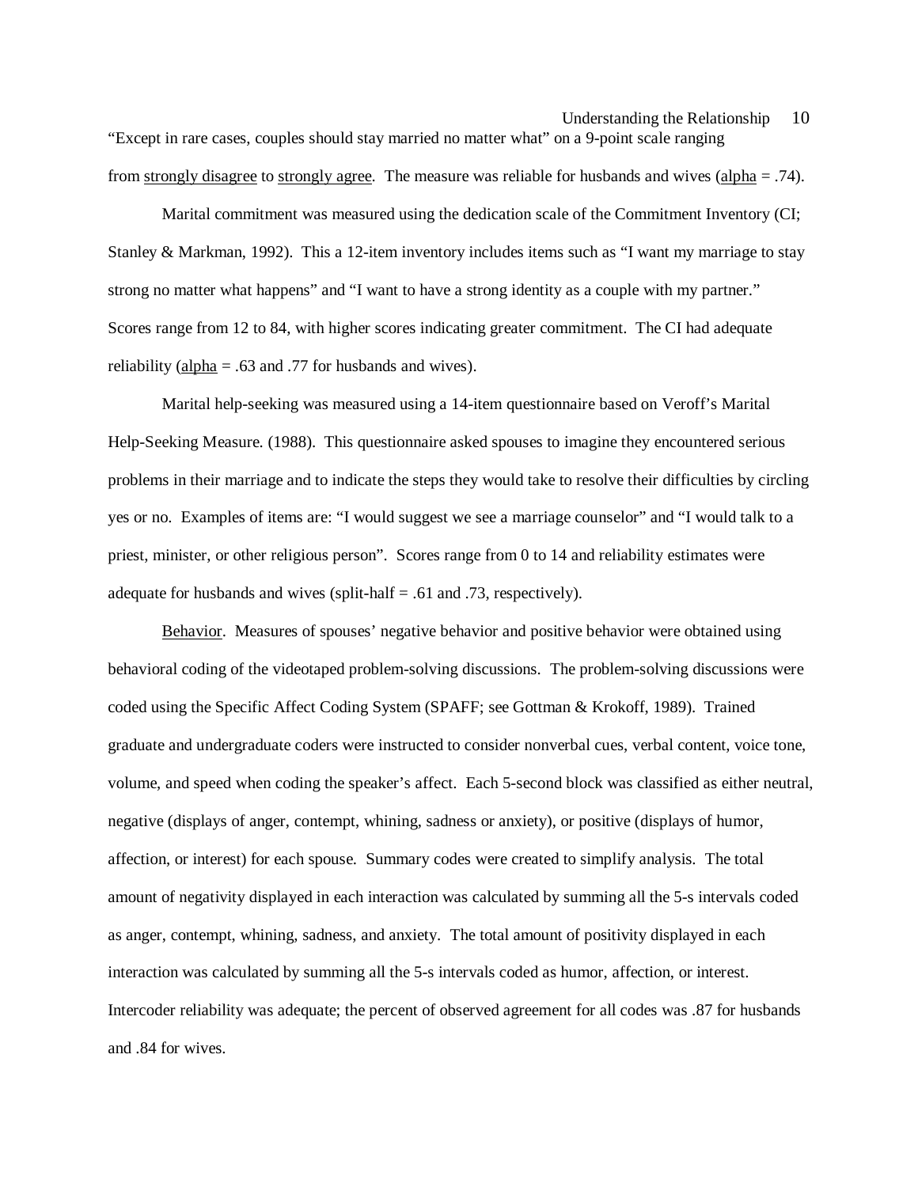"Except in rare cases, couples should stay married no matter what" on a 9-point scale ranging from strongly disagree to strongly agree. The measure was reliable for husbands and wives (alpha = .74).

Marital commitment was measured using the dedication scale of the Commitment Inventory (CI; Stanley & Markman, 1992). This a 12-item inventory includes items such as "I want my marriage to stay strong no matter what happens" and "I want to have a strong identity as a couple with my partner." Scores range from 12 to 84, with higher scores indicating greater commitment. The CI had adequate reliability (alpha = .63 and .77 for husbands and wives).

Marital help-seeking was measured using a 14-item questionnaire based on Veroff's Marital Help-Seeking Measure. (1988). This questionnaire asked spouses to imagine they encountered serious problems in their marriage and to indicate the steps they would take to resolve their difficulties by circling yes or no. Examples of items are: "I would suggest we see a marriage counselor" and "I would talk to a priest, minister, or other religious person". Scores range from 0 to 14 and reliability estimates were adequate for husbands and wives (split-half = .61 and .73, respectively).

Behavior. Measures of spouses' negative behavior and positive behavior were obtained using behavioral coding of the videotaped problem-solving discussions. The problem-solving discussions were coded using the Specific Affect Coding System (SPAFF; see Gottman & Krokoff, 1989). Trained graduate and undergraduate coders were instructed to consider nonverbal cues, verbal content, voice tone, volume, and speed when coding the speaker's affect. Each 5-second block was classified as either neutral, negative (displays of anger, contempt, whining, sadness or anxiety), or positive (displays of humor, affection, or interest) for each spouse. Summary codes were created to simplify analysis. The total amount of negativity displayed in each interaction was calculated by summing all the 5-s intervals coded as anger, contempt, whining, sadness, and anxiety. The total amount of positivity displayed in each interaction was calculated by summing all the 5-s intervals coded as humor, affection, or interest. Intercoder reliability was adequate; the percent of observed agreement for all codes was .87 for husbands and .84 for wives.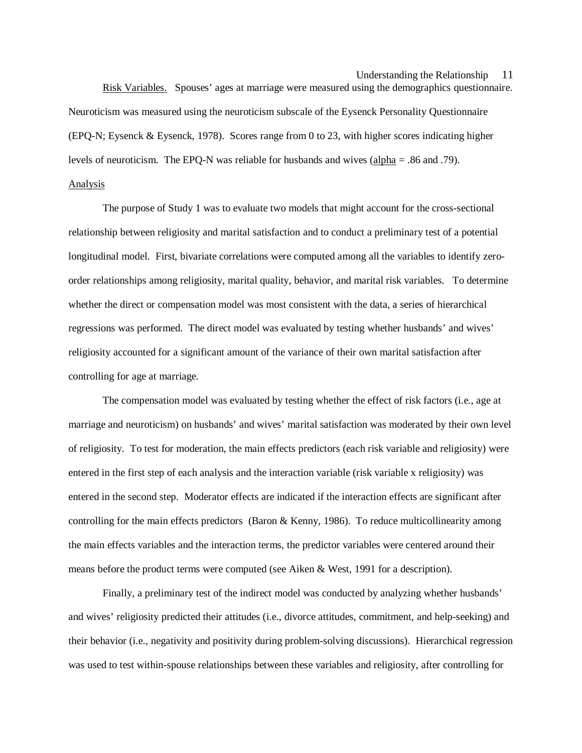Risk Variables. Spouses' ages at marriage were measured using the demographics questionnaire. Neuroticism was measured using the neuroticism subscale of the Eysenck Personality Questionnaire (EPQ-N; Eysenck & Eysenck, 1978). Scores range from 0 to 23, with higher scores indicating higher levels of neuroticism. The EPQ-N was reliable for husbands and wives (alpha = .86 and .79).

## Analysis

The purpose of Study 1 was to evaluate two models that might account for the cross-sectional relationship between religiosity and marital satisfaction and to conduct a preliminary test of a potential longitudinal model. First, bivariate correlations were computed among all the variables to identify zero-order relationships among religiosity, marital quality, behavior, and marital risk variables. To determine whether the direct or compensation model was most consistent with the data, a series of hierarchical regressions was performed. The direct model was evaluated by testing whether husbands' and wives' religiosity accounted for a significant amount of the variance of their own marital satisfaction after controlling for age at marriage.

The compensation model was evaluated by testing whether the effect of risk factors (i.e., age at marriage and neuroticism) on husbands' and wives' marital satisfaction was moderated by their own level of religiosity. To test for moderation, the main effects predictors (each risk variable and religiosity) were entered in the first step of each analysis and the interaction variable (risk variable x religiosity) was entered in the second step. Moderator effects are indicated if the interaction effects are significant after controlling for the main effects predictors (Baron & Kenny, 1986). To reduce multicollinearity among the main effects variables and the interaction terms, the predictor variables were centered around their means before the product terms were computed (see Aiken & West, 1991 for a description).

Finally, a preliminary test of the indirect model was conducted by analyzing whether husbands' and wives' religiosity predicted their attitudes (i.e., divorce attitudes, commitment, and help-seeking) and their behavior (i.e., negativity and positivity during problem-solving discussions). Hierarchical regression was used to test within-spouse relationships between these variables and religiosity, after controlling for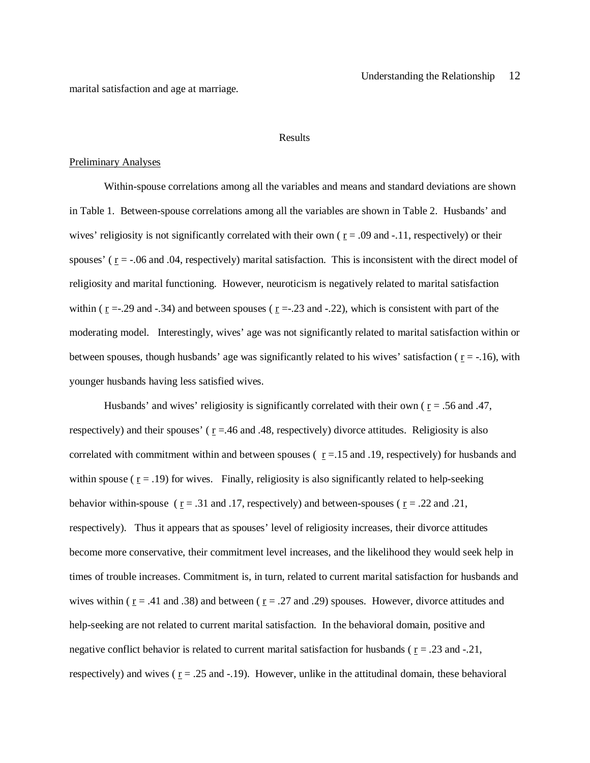marital satisfaction and age at marriage.

## Results

### Preliminary Analyses

Within-spouse correlations among all the variables and means and standard deviations are shown in Table 1. Between-spouse correlations among all the variables are shown in Table 2. Husbands' and wives' religiosity is not significantly correlated with their own ( $r$ = .09 and -.11, respectively) or their spouses' ( $r$ = -.06 and .04, respectively) marital satisfaction. This is inconsistent with the direct model of religiosity and marital functioning. However, neuroticism is negatively related to marital satisfaction within ( $r$ =-.29 and -.34) and between spouses ( $r$ =-.23 and -.22), which is consistent with part of the moderating model. Interestingly, wives' age was not significantly related to marital satisfaction within or between spouses, though husbands' age was significantly related to his wives' satisfaction ( $r$ = -.16), with younger husbands having less satisfied wives.

Husbands' and wives' religiosity is significantly correlated with their own ( $r$ = .56 and .47, respectively) and their spouses' ( $r$ =.46 and .48, respectively) divorce attitudes. Religiosity is also correlated with commitment within and between spouses ( $r$ =.15 and .19, respectively) for husbands and within spouse ( $r$ = .19) for wives. Finally, religiosity is also significantly related to help-seeking behavior within-spouse ( $r$ = .31 and .17, respectively) and between-spouses ( $r$ = .22 and .21, respectively). Thus it appears that as spouses' level of religiosity increases, their divorce attitudes become more conservative, their commitment level increases, and the likelihood they would seek help in times of trouble increases. Commitment is, in turn, related to current marital satisfaction for husbands and wives within ( $r$ = .41 and .38) and between ( $r$ = .27 and .29) spouses. However, divorce attitudes and help-seeking are not related to current marital satisfaction. In the behavioral domain, positive and negative conflict behavior is related to current marital satisfaction for husbands ( $r$ = .23 and -.21, respectively) and wives ( $r$ = .25 and -.19). However, unlike in the attitudinal domain, these behavioral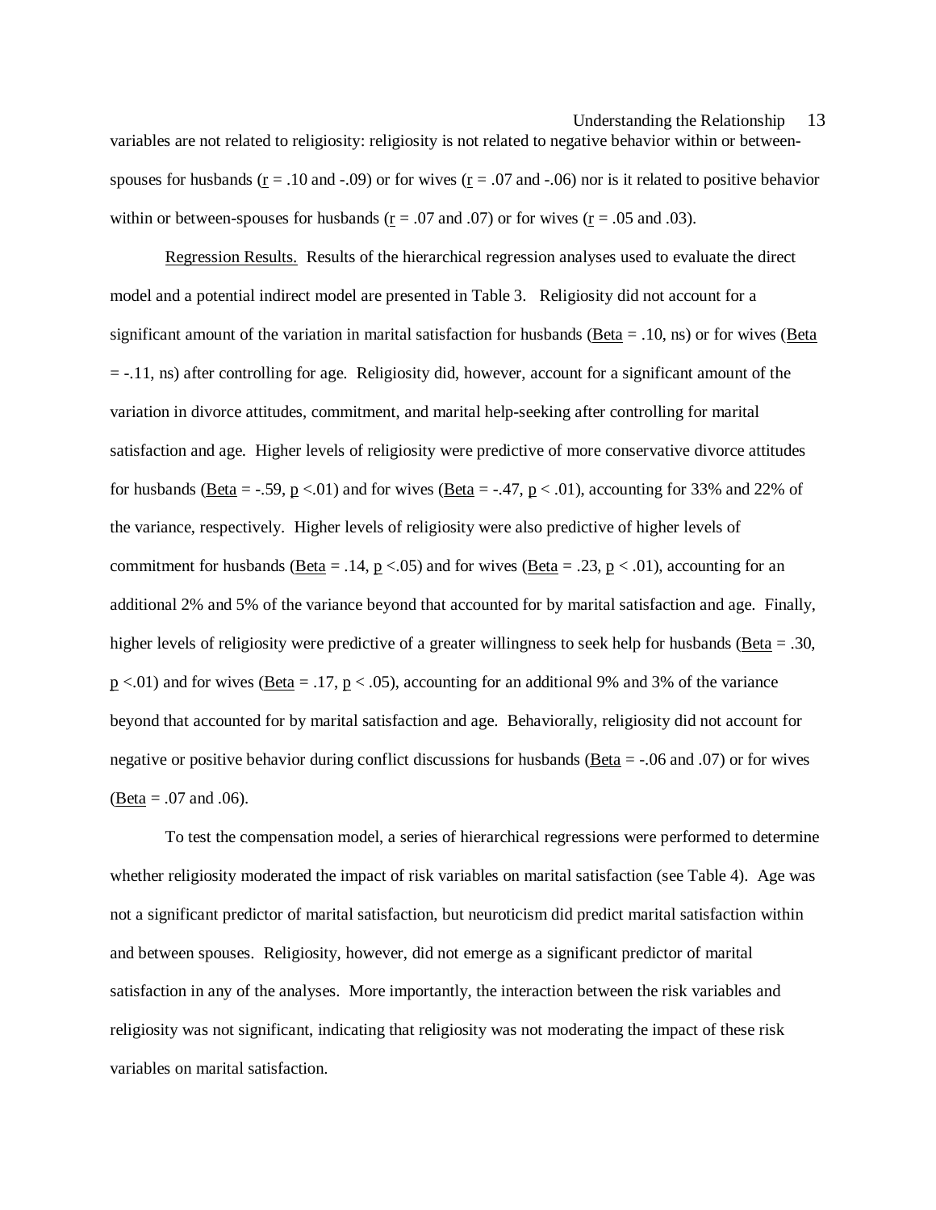variables are not related to religiosity: religiosity is not related to negative behavior within or between-spouses for husbands ($r$ = .10 and -.09) or for wives ($r$ = .07 and -.06) nor is it related to positive behavior within or between-spouses for husbands ($r$ = .07 and .07) or for wives ($r$ = .05 and .03).

Regression Results. Results of the hierarchical regression analyses used to evaluate the direct model and a potential indirect model are presented in Table 3. Religiosity did not account for a significant amount of the variation in marital satisfaction for husbands (Beta = .10, ns) or for wives (Beta = -.11, ns) after controlling for age. Religiosity did, however, account for a significant amount of the variation in divorce attitudes, commitment, and marital help-seeking after controlling for marital satisfaction and age. Higher levels of religiosity were predictive of more conservative divorce attitudes for husbands (Beta = -.59, $p$ <.01) and for wives (Beta = -.47, $p$ < .01), accounting for 33% and 22% of the variance, respectively. Higher levels of religiosity were also predictive of higher levels of commitment for husbands (Beta = .14, $p$ <.05) and for wives (Beta = .23, $p$ < .01), accounting for an additional 2% and 5% of the variance beyond that accounted for by marital satisfaction and age. Finally, higher levels of religiosity were predictive of a greater willingness to seek help for husbands (Beta = .30, $p$ <.01) and for wives (Beta = .17, $p$ < .05), accounting for an additional 9% and 3% of the variance beyond that accounted for by marital satisfaction and age. Behaviorally, religiosity did not account for negative or positive behavior during conflict discussions for husbands (Beta = -.06 and .07) or for wives (Beta = .07 and .06).

To test the compensation model, a series of hierarchical regressions were performed to determine whether religiosity moderated the impact of risk variables on marital satisfaction (see Table 4). Age was not a significant predictor of marital satisfaction, but neuroticism did predict marital satisfaction within and between spouses. Religiosity, however, did not emerge as a significant predictor of marital satisfaction in any of the analyses. More importantly, the interaction between the risk variables and religiosity was not significant, indicating that religiosity was not moderating the impact of these risk variables on marital satisfaction.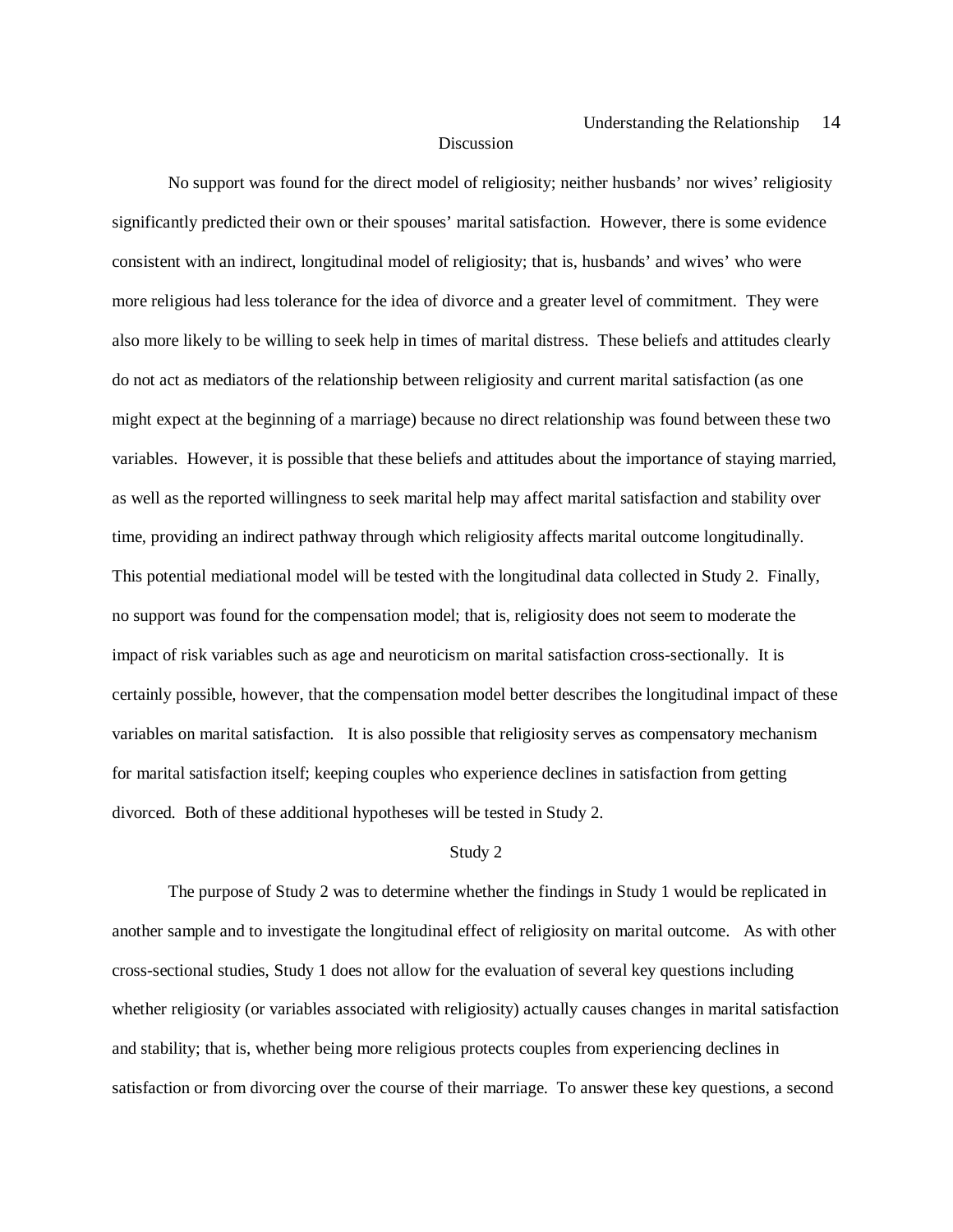## Discussion

No support was found for the direct model of religiosity; neither husbands' nor wives' religiosity significantly predicted their own or their spouses' marital satisfaction. However, there is some evidence consistent with an indirect, longitudinal model of religiosity; that is, husbands' and wives' who were more religious had less tolerance for the idea of divorce and a greater level of commitment. They were also more likely to be willing to seek help in times of marital distress. These beliefs and attitudes clearly do not act as mediators of the relationship between religiosity and current marital satisfaction (as one might expect at the beginning of a marriage) because no direct relationship was found between these two variables. However, it is possible that these beliefs and attitudes about the importance of staying married, as well as the reported willingness to seek marital help may affect marital satisfaction and stability over time, providing an indirect pathway through which religiosity affects marital outcome longitudinally. This potential mediational model will be tested with the longitudinal data collected in Study 2. Finally, no support was found for the compensation model; that is, religiosity does not seem to moderate the impact of risk variables such as age and neuroticism on marital satisfaction cross-sectionally. It is certainly possible, however, that the compensation model better describes the longitudinal impact of these variables on marital satisfaction. It is also possible that religiosity serves as compensatory mechanism for marital satisfaction itself; keeping couples who experience declines in satisfaction from getting divorced. Both of these additional hypotheses will be tested in Study 2.

## Study 2

The purpose of Study 2 was to determine whether the findings in Study 1 would be replicated in another sample and to investigate the longitudinal effect of religiosity on marital outcome. As with other cross-sectional studies, Study 1 does not allow for the evaluation of several key questions including whether religiosity (or variables associated with religiosity) actually causes changes in marital satisfaction and stability; that is, whether being more religious protects couples from experiencing declines in satisfaction or from divorcing over the course of their marriage. To answer these key questions, a second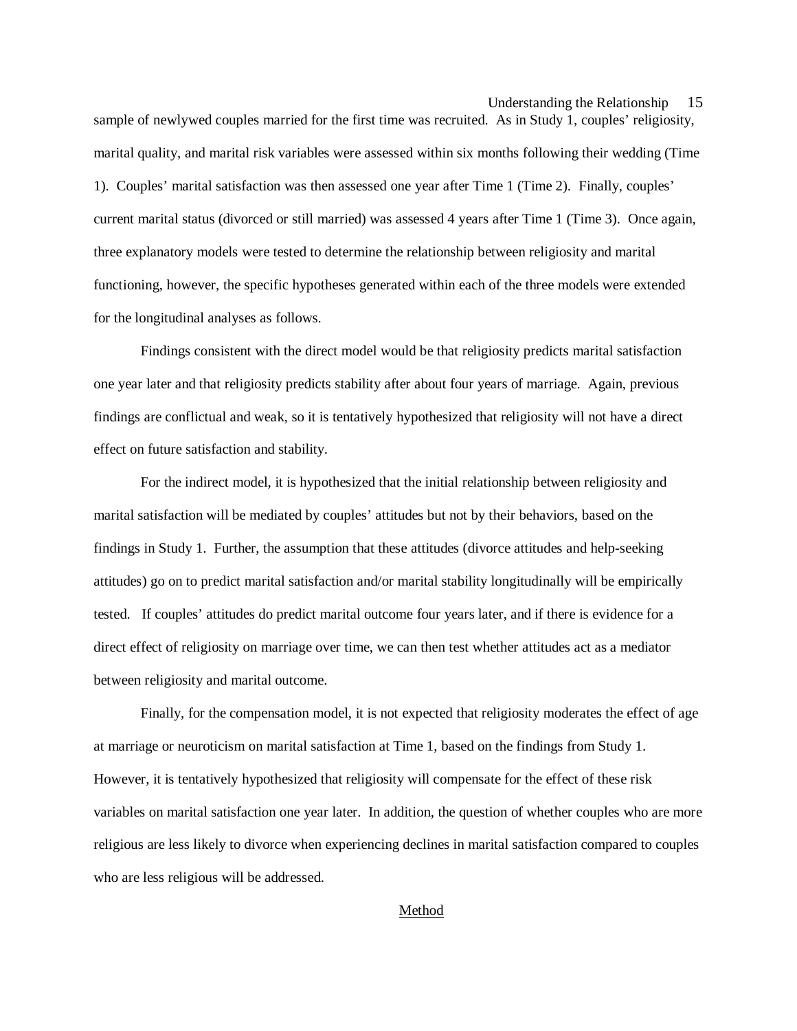sample of newlywed couples married for the first time was recruited. As in Study 1, couples' religiosity, marital quality, and marital risk variables were assessed within six months following their wedding (Time 1). Couples' marital satisfaction was then assessed one year after Time 1 (Time 2). Finally, couples' current marital status (divorced or still married) was assessed 4 years after Time 1 (Time 3). Once again, three explanatory models were tested to determine the relationship between religiosity and marital functioning, however, the specific hypotheses generated within each of the three models were extended for the longitudinal analyses as follows.

Findings consistent with the direct model would be that religiosity predicts marital satisfaction one year later and that religiosity predicts stability after about four years of marriage. Again, previous findings are conflictual and weak, so it is tentatively hypothesized that religiosity will not have a direct effect on future satisfaction and stability.

For the indirect model, it is hypothesized that the initial relationship between religiosity and marital satisfaction will be mediated by couples' attitudes but not by their behaviors, based on the findings in Study 1. Further, the assumption that these attitudes (divorce attitudes and help-seeking attitudes) go on to predict marital satisfaction and/or marital stability longitudinally will be empirically tested. If couples' attitudes do predict marital outcome four years later, and if there is evidence for a direct effect of religiosity on marriage over time, we can then test whether attitudes act as a mediator between religiosity and marital outcome.

Finally, for the compensation model, it is not expected that religiosity moderates the effect of age at marriage or neuroticism on marital satisfaction at Time 1, based on the findings from Study 1. However, it is tentatively hypothesized that religiosity will compensate for the effect of these risk variables on marital satisfaction one year later. In addition, the question of whether couples who are more religious are less likely to divorce when experiencing declines in marital satisfaction compared to couples who are less religious will be addressed.

## Method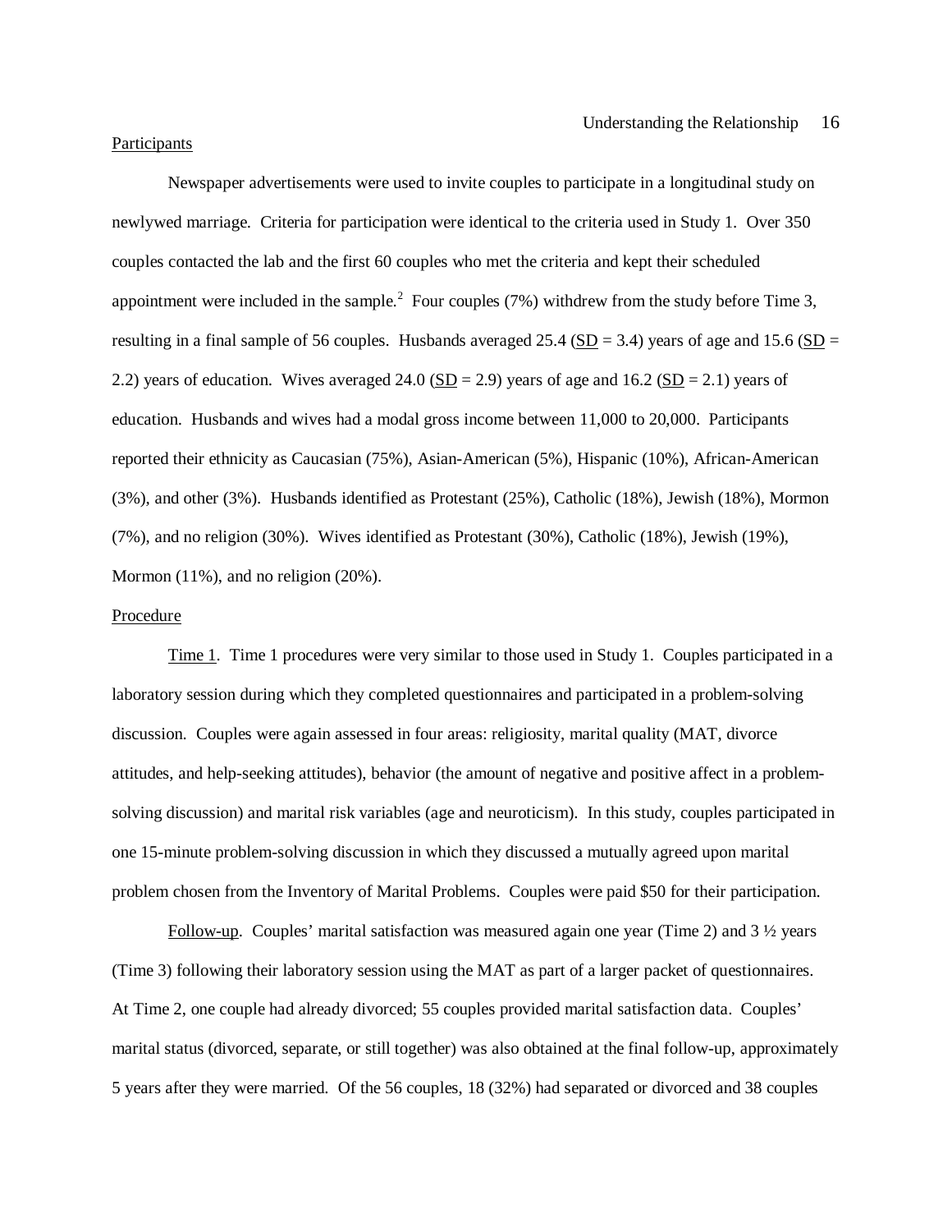## Participants

Newspaper advertisements were used to invite couples to participate in a longitudinal study on newlywed marriage. Criteria for participation were identical to the criteria used in Study 1. Over 350 couples contacted the lab and the first 60 couples who met the criteria and kept their scheduled appointment were included in the sample.[2] Four couples (7%) withdrew from the study before Time 3, resulting in a final sample of 56 couples. Husbands averaged 25.4 (SD = 3.4) years of age and 15.6 (SD = 2.2) years of education. Wives averaged 24.0 (SD = 2.9) years of age and 16.2 (SD = 2.1) years of education. Husbands and wives had a modal gross income between 11,000 to 20,000. Participants reported their ethnicity as Caucasian (75%), Asian-American (5%), Hispanic (10%), African-American (3%), and other (3%). Husbands identified as Protestant (25%), Catholic (18%), Jewish (18%), Mormon (7%), and no religion (30%). Wives identified as Protestant (30%), Catholic (18%), Jewish (19%), Mormon (11%), and no religion (20%).

## Procedure

Time 1. Time 1 procedures were very similar to those used in Study 1. Couples participated in a laboratory session during which they completed questionnaires and participated in a problem-solving discussion. Couples were again assessed in four areas: religiosity, marital quality (MAT, divorce attitudes, and help-seeking attitudes), behavior (the amount of negative and positive affect in a problem-solving discussion) and marital risk variables (age and neuroticism). In this study, couples participated in one 15-minute problem-solving discussion in which they discussed a mutually agreed upon marital problem chosen from the Inventory of Marital Problems. Couples were paid $50 for their participation.

Follow-up. Couples' marital satisfaction was measured again one year (Time 2) and 3 ½ years (Time 3) following their laboratory session using the MAT as part of a larger packet of questionnaires. At Time 2, one couple had already divorced; 55 couples provided marital satisfaction data. Couples' marital status (divorced, separate, or still together) was also obtained at the final follow-up, approximately 5 years after they were married. Of the 56 couples, 18 (32%) had separated or divorced and 38 couples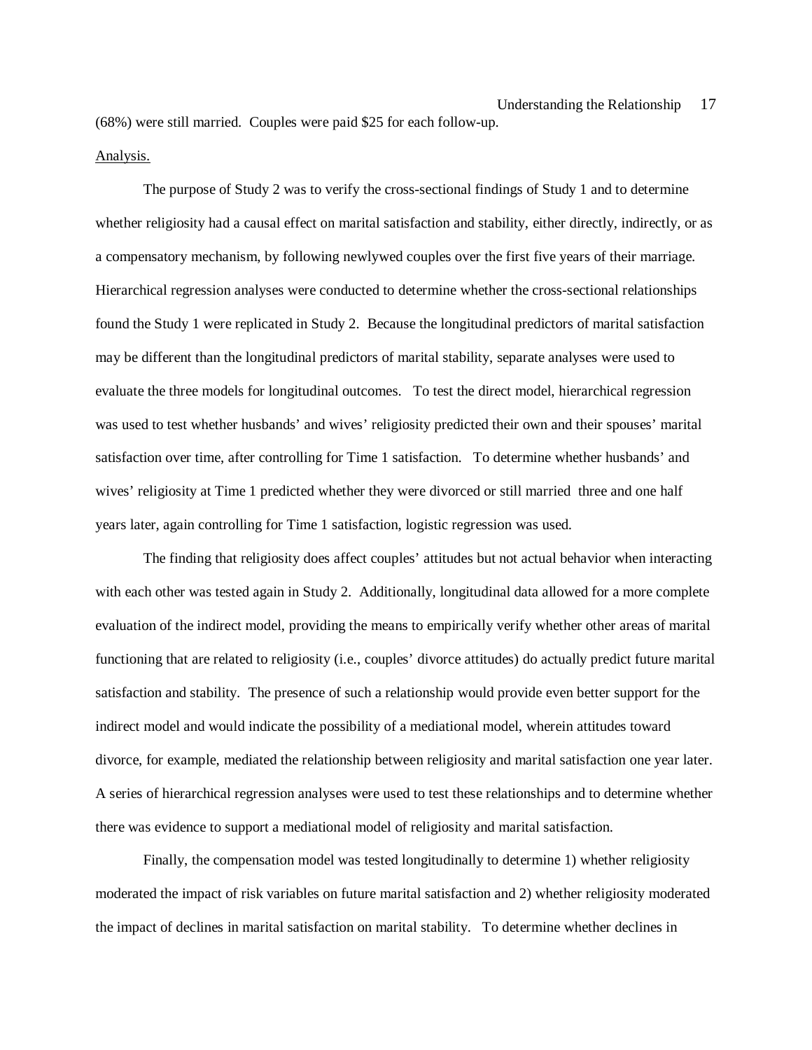(68%) were still married. Couples were paid $25 for each follow-up.

Analysis.

The purpose of Study 2 was to verify the cross-sectional findings of Study 1 and to determine whether religiosity had a causal effect on marital satisfaction and stability, either directly, indirectly, or as a compensatory mechanism, by following newlywed couples over the first five years of their marriage. Hierarchical regression analyses were conducted to determine whether the cross-sectional relationships found the Study 1 were replicated in Study 2. Because the longitudinal predictors of marital satisfaction may be different than the longitudinal predictors of marital stability, separate analyses were used to evaluate the three models for longitudinal outcomes. To test the direct model, hierarchical regression was used to test whether husbands' and wives' religiosity predicted their own and their spouses' marital satisfaction over time, after controlling for Time 1 satisfaction. To determine whether husbands' and wives' religiosity at Time 1 predicted whether they were divorced or still married three and one half years later, again controlling for Time 1 satisfaction, logistic regression was used.

The finding that religiosity does affect couples' attitudes but not actual behavior when interacting with each other was tested again in Study 2. Additionally, longitudinal data allowed for a more complete evaluation of the indirect model, providing the means to empirically verify whether other areas of marital functioning that are related to religiosity (i.e., couples' divorce attitudes) do actually predict future marital satisfaction and stability. The presence of such a relationship would provide even better support for the indirect model and would indicate the possibility of a mediational model, wherein attitudes toward divorce, for example, mediated the relationship between religiosity and marital satisfaction one year later. A series of hierarchical regression analyses were used to test these relationships and to determine whether there was evidence to support a mediational model of religiosity and marital satisfaction.

Finally, the compensation model was tested longitudinally to determine 1) whether religiosity moderated the impact of risk variables on future marital satisfaction and 2) whether religiosity moderated the impact of declines in marital satisfaction on marital stability. To determine whether declines in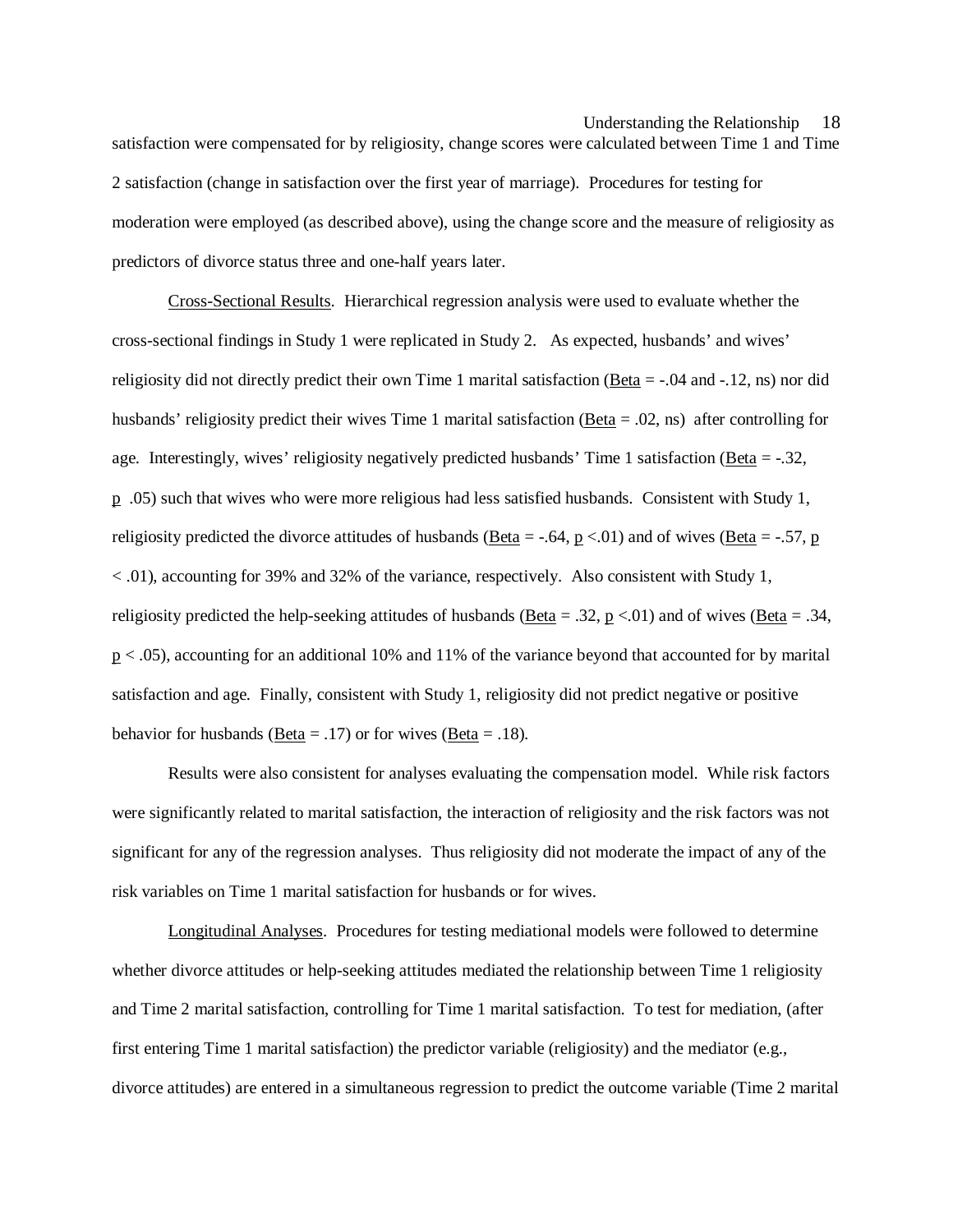satisfaction were compensated for by religiosity, change scores were calculated between Time 1 and Time 2 satisfaction (change in satisfaction over the first year of marriage). Procedures for testing for moderation were employed (as described above), using the change score and the measure of religiosity as predictors of divorce status three and one-half years later.

Cross-Sectional Results. Hierarchical regression analysis were used to evaluate whether the cross-sectional findings in Study 1 were replicated in Study 2. As expected, husbands' and wives' religiosity did not directly predict their own Time 1 marital satisfaction (Beta = -.04 and -.12, ns) nor did husbands' religiosity predict their wives Time 1 marital satisfaction (Beta = .02, ns) after controlling for age. Interestingly, wives' religiosity negatively predicted husbands' Time 1 satisfaction (Beta = -.32, p .05) such that wives who were more religious had less satisfied husbands. Consistent with Study 1, religiosity predicted the divorce attitudes of husbands (Beta = -.64, $p < .01$) and of wives (Beta = -.57, $p < .01$), accounting for 39% and 32% of the variance, respectively. Also consistent with Study 1, religiosity predicted the help-seeking attitudes of husbands (Beta = .32, $p < .01$) and of wives (Beta = .34, $p < .05$), accounting for an additional 10% and 11% of the variance beyond that accounted for by marital satisfaction and age. Finally, consistent with Study 1, religiosity did not predict negative or positive behavior for husbands (Beta = .17) or for wives (Beta = .18).

Results were also consistent for analyses evaluating the compensation model. While risk factors were significantly related to marital satisfaction, the interaction of religiosity and the risk factors was not significant for any of the regression analyses. Thus religiosity did not moderate the impact of any of the risk variables on Time 1 marital satisfaction for husbands or for wives.

Longitudinal Analyses. Procedures for testing mediational models were followed to determine whether divorce attitudes or help-seeking attitudes mediated the relationship between Time 1 religiosity and Time 2 marital satisfaction, controlling for Time 1 marital satisfaction. To test for mediation, (after first entering Time 1 marital satisfaction) the predictor variable (religiosity) and the mediator (e.g., divorce attitudes) are entered in a simultaneous regression to predict the outcome variable (Time 2 marital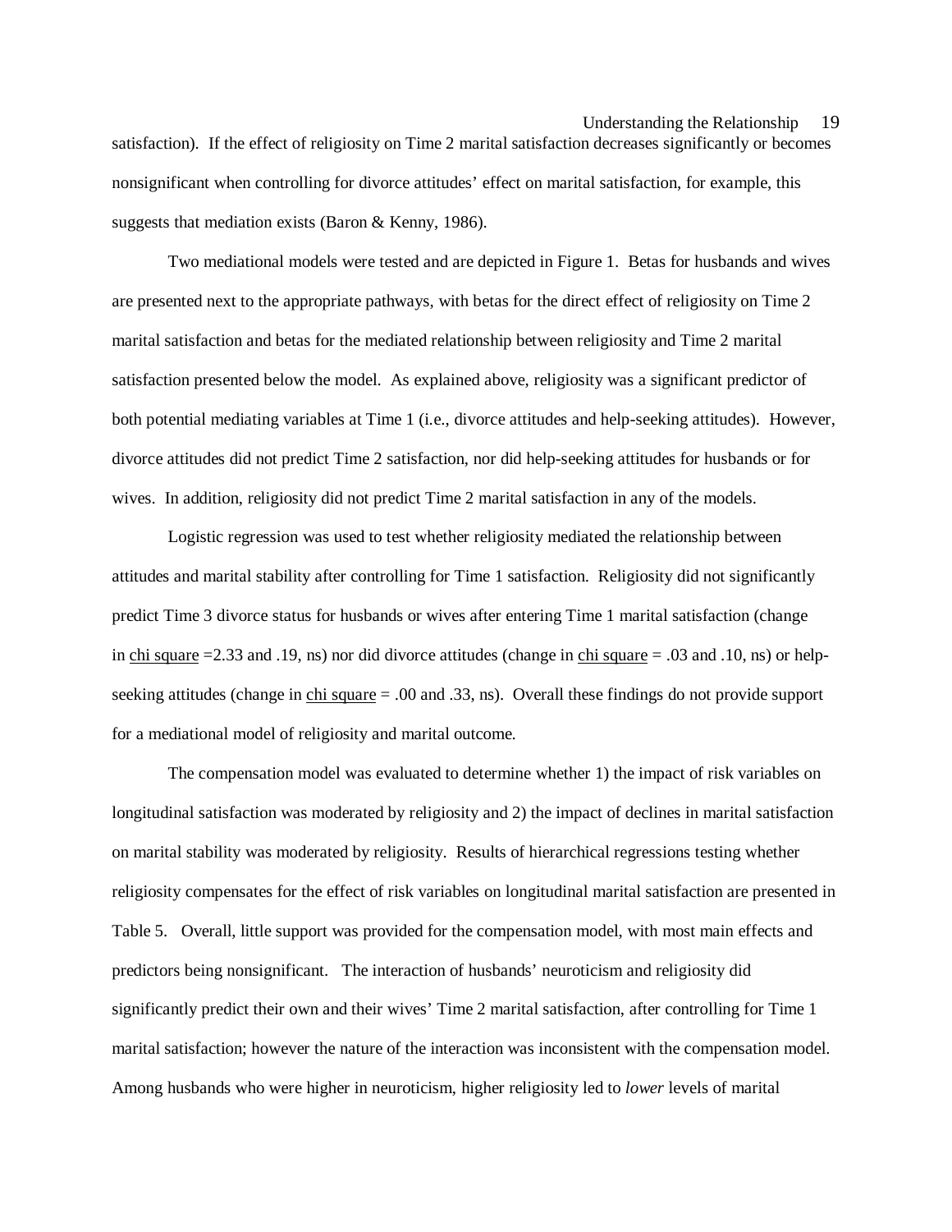satisfaction). If the effect of religiosity on Time 2 marital satisfaction decreases significantly or becomes nonsignificant when controlling for divorce attitudes' effect on marital satisfaction, for example, this suggests that mediation exists (Baron & Kenny, 1986).

Two mediational models were tested and are depicted in Figure 1. Betas for husbands and wives are presented next to the appropriate pathways, with betas for the direct effect of religiosity on Time 2 marital satisfaction and betas for the mediated relationship between religiosity and Time 2 marital satisfaction presented below the model. As explained above, religiosity was a significant predictor of both potential mediating variables at Time 1 (i.e., divorce attitudes and help-seeking attitudes). However, divorce attitudes did not predict Time 2 satisfaction, nor did help-seeking attitudes for husbands or for wives. In addition, religiosity did not predict Time 2 marital satisfaction in any of the models.

Logistic regression was used to test whether religiosity mediated the relationship between attitudes and marital stability after controlling for Time 1 satisfaction. Religiosity did not significantly predict Time 3 divorce status for husbands or wives after entering Time 1 marital satisfaction (change in chi square =2.33 and .19, ns) nor did divorce attitudes (change in chi square = .03 and .10, ns) or help-seeking attitudes (change in chi square = .00 and .33, ns). Overall these findings do not provide support for a mediational model of religiosity and marital outcome.

The compensation model was evaluated to determine whether 1) the impact of risk variables on longitudinal satisfaction was moderated by religiosity and 2) the impact of declines in marital satisfaction on marital stability was moderated by religiosity. Results of hierarchical regressions testing whether religiosity compensates for the effect of risk variables on longitudinal marital satisfaction are presented in Table 5. Overall, little support was provided for the compensation model, with most main effects and predictors being nonsignificant. The interaction of husbands' neuroticism and religiosity did significantly predict their own and their wives' Time 2 marital satisfaction, after controlling for Time 1 marital satisfaction; however the nature of the interaction was inconsistent with the compensation model. Among husbands who were higher in neuroticism, higher religiosity led to *lower* levels of marital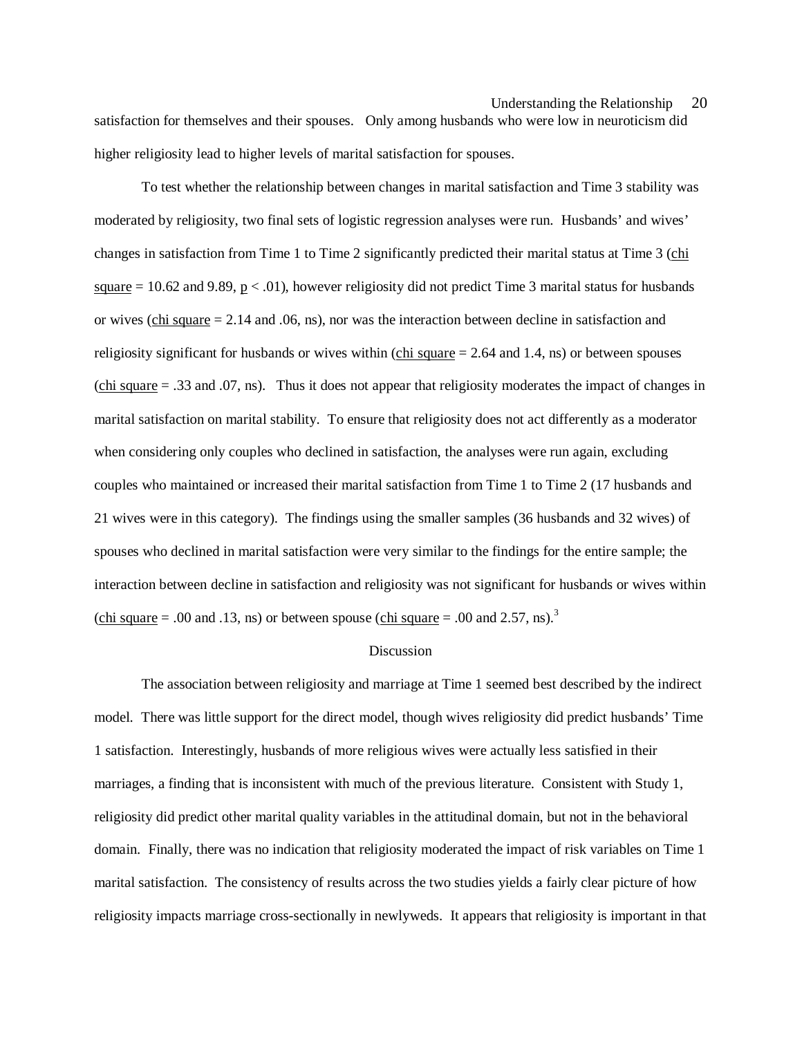satisfaction for themselves and their spouses.   Only among husbands who were low in neuroticism did higher religiosity lead to higher levels of marital satisfaction for spouses.

To test whether the relationship between changes in marital satisfaction and Time 3 stability was moderated by religiosity, two final sets of logistic regression analyses were run.  Husbands' and wives' changes in satisfaction from Time 1 to Time 2 significantly predicted their marital status at Time 3 (chi square = 10.62 and 9.89, $p < .01$), however religiosity did not predict Time 3 marital status for husbands or wives (chi square = 2.14 and .06, ns), nor was the interaction between decline in satisfaction and religiosity significant for husbands or wives within (chi square = 2.64 and 1.4, ns) or between spouses (chi square = .33 and .07, ns).   Thus it does not appear that religiosity moderates the impact of changes in marital satisfaction on marital stability.  To ensure that religiosity does not act differently as a moderator when considering only couples who declined in satisfaction, the analyses were run again, excluding couples who maintained or increased their marital satisfaction from Time 1 to Time 2 (17 husbands and 21 wives were in this category).  The findings using the smaller samples (36 husbands and 32 wives) of spouses who declined in marital satisfaction were very similar to the findings for the entire sample; the interaction between decline in satisfaction and religiosity was not significant for husbands or wives within (chi square = .00 and .13, ns) or between spouse (chi square = .00 and 2.57, ns).[3]

## Discussion

The association between religiosity and marriage at Time 1 seemed best described by the indirect model.  There was little support for the direct model, though wives religiosity did predict husbands' Time 1 satisfaction.  Interestingly, husbands of more religious wives were actually less satisfied in their marriages, a finding that is inconsistent with much of the previous literature.  Consistent with Study 1, religiosity did predict other marital quality variables in the attitudinal domain, but not in the behavioral domain.  Finally, there was no indication that religiosity moderated the impact of risk variables on Time 1 marital satisfaction.  The consistency of results across the two studies yields a fairly clear picture of how religiosity impacts marriage cross-sectionally in newlyweds.  It appears that religiosity is important in that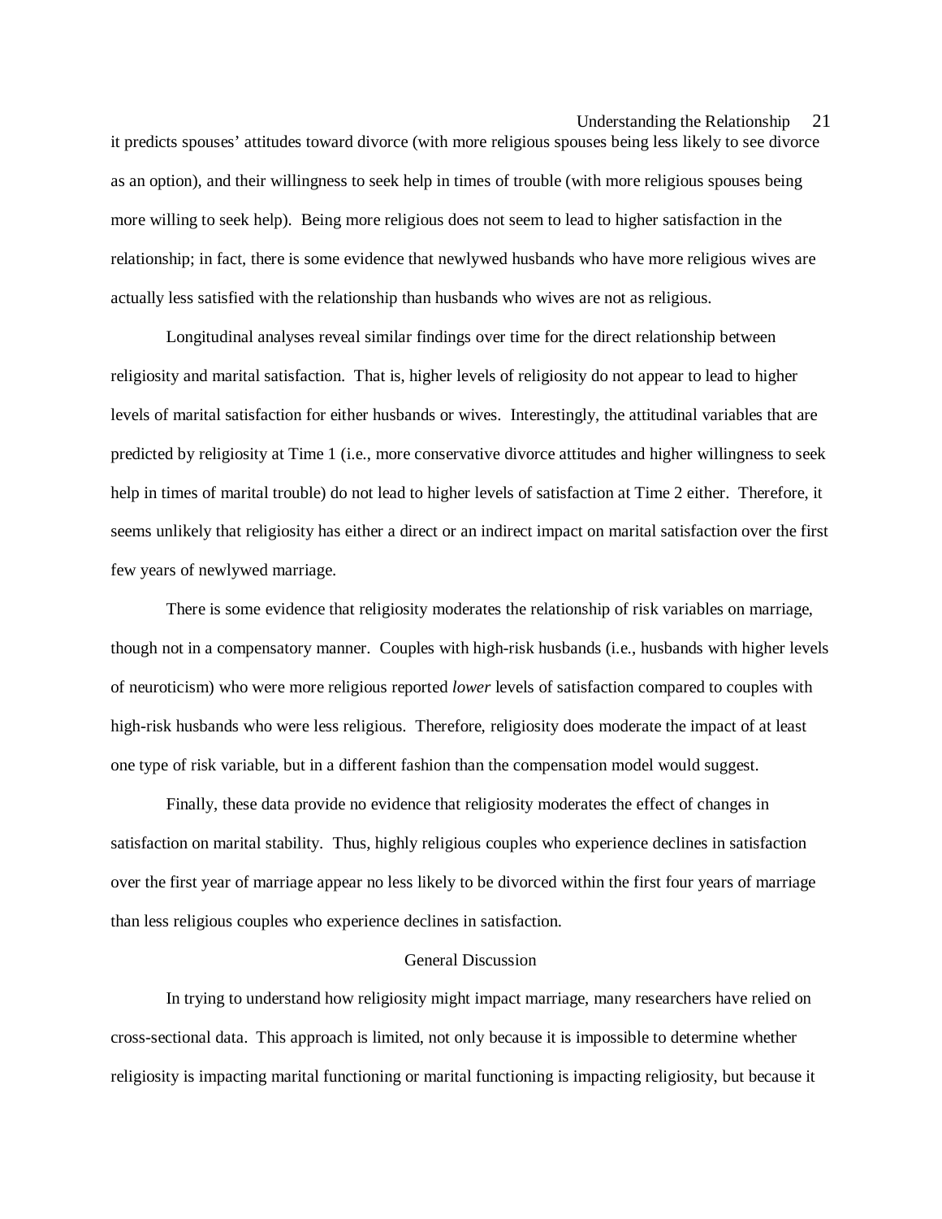it predicts spouses' attitudes toward divorce (with more religious spouses being less likely to see divorce as an option), and their willingness to seek help in times of trouble (with more religious spouses being more willing to seek help). Being more religious does not seem to lead to higher satisfaction in the relationship; in fact, there is some evidence that newlywed husbands who have more religious wives are actually less satisfied with the relationship than husbands who wives are not as religious.

Longitudinal analyses reveal similar findings over time for the direct relationship between religiosity and marital satisfaction. That is, higher levels of religiosity do not appear to lead to higher levels of marital satisfaction for either husbands or wives. Interestingly, the attitudinal variables that are predicted by religiosity at Time 1 (i.e., more conservative divorce attitudes and higher willingness to seek help in times of marital trouble) do not lead to higher levels of satisfaction at Time 2 either. Therefore, it seems unlikely that religiosity has either a direct or an indirect impact on marital satisfaction over the first few years of newlywed marriage.

There is some evidence that religiosity moderates the relationship of risk variables on marriage, though not in a compensatory manner. Couples with high-risk husbands (i.e., husbands with higher levels of neuroticism) who were more religious reported *lower* levels of satisfaction compared to couples with high-risk husbands who were less religious. Therefore, religiosity does moderate the impact of at least one type of risk variable, but in a different fashion than the compensation model would suggest.

Finally, these data provide no evidence that religiosity moderates the effect of changes in satisfaction on marital stability. Thus, highly religious couples who experience declines in satisfaction over the first year of marriage appear no less likely to be divorced within the first four years of marriage than less religious couples who experience declines in satisfaction.

## General Discussion

In trying to understand how religiosity might impact marriage, many researchers have relied on cross-sectional data. This approach is limited, not only because it is impossible to determine whether religiosity is impacting marital functioning or marital functioning is impacting religiosity, but because it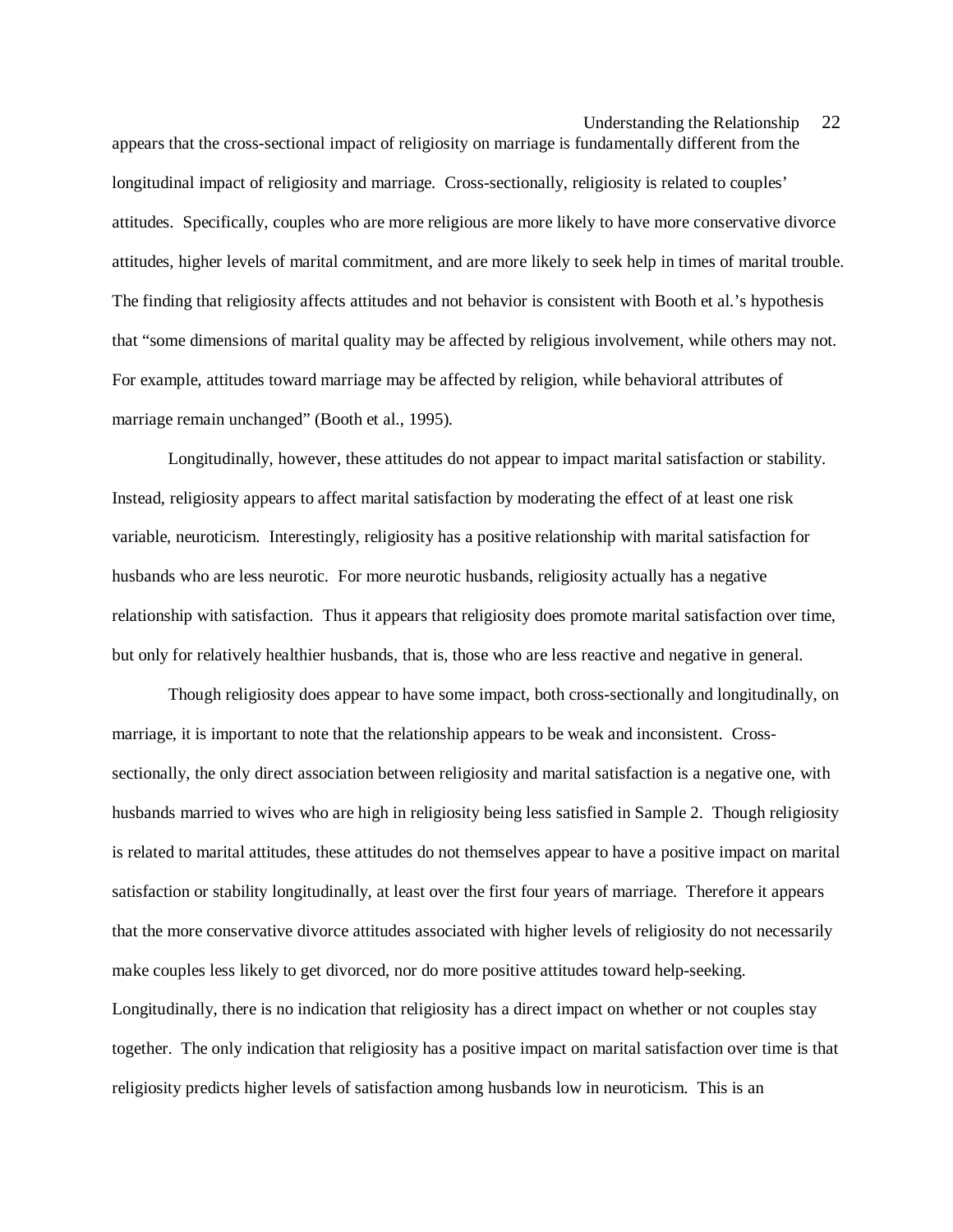appears that the cross-sectional impact of religiosity on marriage is fundamentally different from the longitudinal impact of religiosity and marriage. Cross-sectionally, religiosity is related to couples' attitudes. Specifically, couples who are more religious are more likely to have more conservative divorce attitudes, higher levels of marital commitment, and are more likely to seek help in times of marital trouble. The finding that religiosity affects attitudes and not behavior is consistent with Booth et al.'s hypothesis that "some dimensions of marital quality may be affected by religious involvement, while others may not. For example, attitudes toward marriage may be affected by religion, while behavioral attributes of marriage remain unchanged" (Booth et al., 1995).

Longitudinally, however, these attitudes do not appear to impact marital satisfaction or stability. Instead, religiosity appears to affect marital satisfaction by moderating the effect of at least one risk variable, neuroticism. Interestingly, religiosity has a positive relationship with marital satisfaction for husbands who are less neurotic. For more neurotic husbands, religiosity actually has a negative relationship with satisfaction. Thus it appears that religiosity does promote marital satisfaction over time, but only for relatively healthier husbands, that is, those who are less reactive and negative in general.

Though religiosity does appear to have some impact, both cross-sectionally and longitudinally, on marriage, it is important to note that the relationship appears to be weak and inconsistent. Cross-sectionally, the only direct association between religiosity and marital satisfaction is a negative one, with husbands married to wives who are high in religiosity being less satisfied in Sample 2. Though religiosity is related to marital attitudes, these attitudes do not themselves appear to have a positive impact on marital satisfaction or stability longitudinally, at least over the first four years of marriage. Therefore it appears that the more conservative divorce attitudes associated with higher levels of religiosity do not necessarily make couples less likely to get divorced, nor do more positive attitudes toward help-seeking. Longitudinally, there is no indication that religiosity has a direct impact on whether or not couples stay together. The only indication that religiosity has a positive impact on marital satisfaction over time is that religiosity predicts higher levels of satisfaction among husbands low in neuroticism. This is an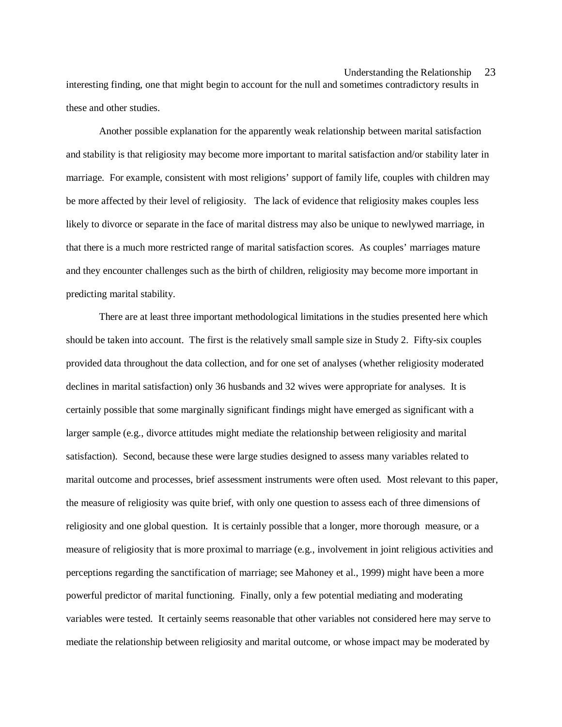interesting finding, one that might begin to account for the null and sometimes contradictory results in these and other studies.

Another possible explanation for the apparently weak relationship between marital satisfaction and stability is that religiosity may become more important to marital satisfaction and/or stability later in marriage. For example, consistent with most religions' support of family life, couples with children may be more affected by their level of religiosity. The lack of evidence that religiosity makes couples less likely to divorce or separate in the face of marital distress may also be unique to newlywed marriage, in that there is a much more restricted range of marital satisfaction scores. As couples' marriages mature and they encounter challenges such as the birth of children, religiosity may become more important in predicting marital stability.

There are at least three important methodological limitations in the studies presented here which should be taken into account. The first is the relatively small sample size in Study 2. Fifty-six couples provided data throughout the data collection, and for one set of analyses (whether religiosity moderated declines in marital satisfaction) only 36 husbands and 32 wives were appropriate for analyses. It is certainly possible that some marginally significant findings might have emerged as significant with a larger sample (e.g., divorce attitudes might mediate the relationship between religiosity and marital satisfaction). Second, because these were large studies designed to assess many variables related to marital outcome and processes, brief assessment instruments were often used. Most relevant to this paper, the measure of religiosity was quite brief, with only one question to assess each of three dimensions of religiosity and one global question. It is certainly possible that a longer, more thorough measure, or a measure of religiosity that is more proximal to marriage (e.g., involvement in joint religious activities and perceptions regarding the sanctification of marriage; see Mahoney et al., 1999) might have been a more powerful predictor of marital functioning. Finally, only a few potential mediating and moderating variables were tested. It certainly seems reasonable that other variables not considered here may serve to mediate the relationship between religiosity and marital outcome, or whose impact may be moderated by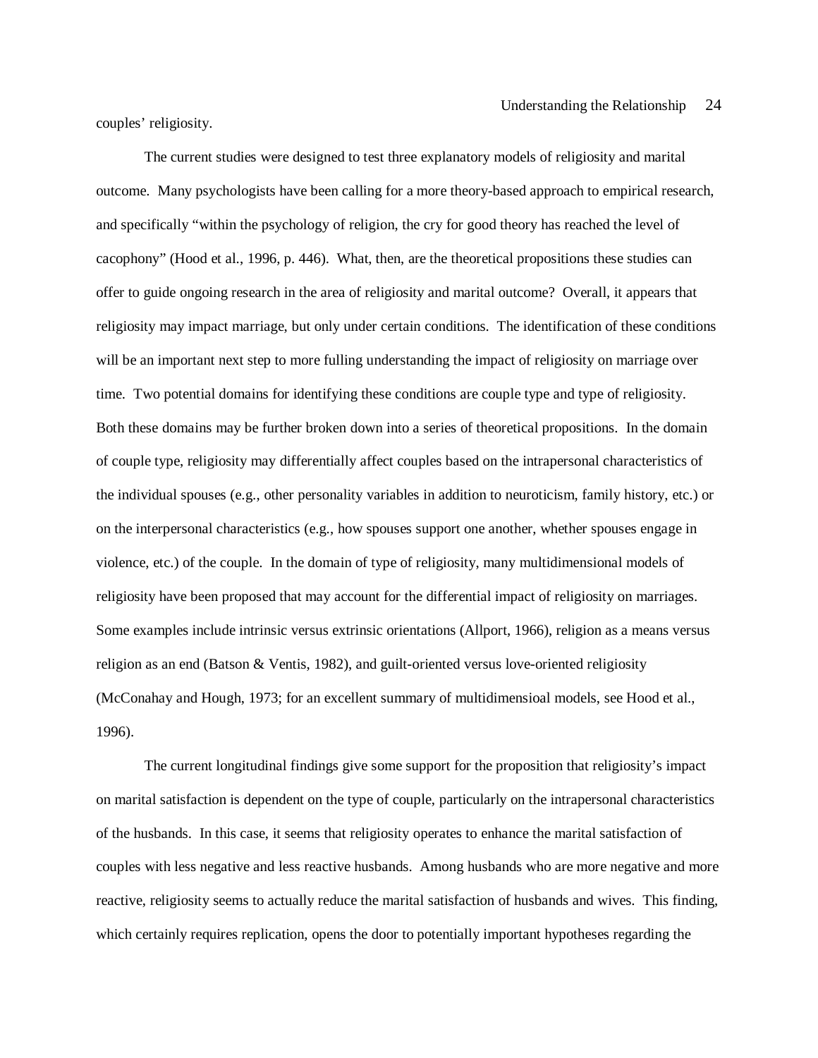couples' religiosity.

The current studies were designed to test three explanatory models of religiosity and marital outcome. Many psychologists have been calling for a more theory-based approach to empirical research, and specifically "within the psychology of religion, the cry for good theory has reached the level of cacophony" (Hood et al., 1996, p. 446). What, then, are the theoretical propositions these studies can offer to guide ongoing research in the area of religiosity and marital outcome? Overall, it appears that religiosity may impact marriage, but only under certain conditions. The identification of these conditions will be an important next step to more fulling understanding the impact of religiosity on marriage over time. Two potential domains for identifying these conditions are couple type and type of religiosity. Both these domains may be further broken down into a series of theoretical propositions. In the domain of couple type, religiosity may differentially affect couples based on the intrapersonal characteristics of the individual spouses (e.g., other personality variables in addition to neuroticism, family history, etc.) or on the interpersonal characteristics (e.g., how spouses support one another, whether spouses engage in violence, etc.) of the couple. In the domain of type of religiosity, many multidimensional models of religiosity have been proposed that may account for the differential impact of religiosity on marriages. Some examples include intrinsic versus extrinsic orientations (Allport, 1966), religion as a means versus religion as an end (Batson & Ventis, 1982), and guilt-oriented versus love-oriented religiosity (McConahay and Hough, 1973; for an excellent summary of multidimensioal models, see Hood et al., 1996).

The current longitudinal findings give some support for the proposition that religiosity's impact on marital satisfaction is dependent on the type of couple, particularly on the intrapersonal characteristics of the husbands. In this case, it seems that religiosity operates to enhance the marital satisfaction of couples with less negative and less reactive husbands. Among husbands who are more negative and more reactive, religiosity seems to actually reduce the marital satisfaction of husbands and wives. This finding, which certainly requires replication, opens the door to potentially important hypotheses regarding the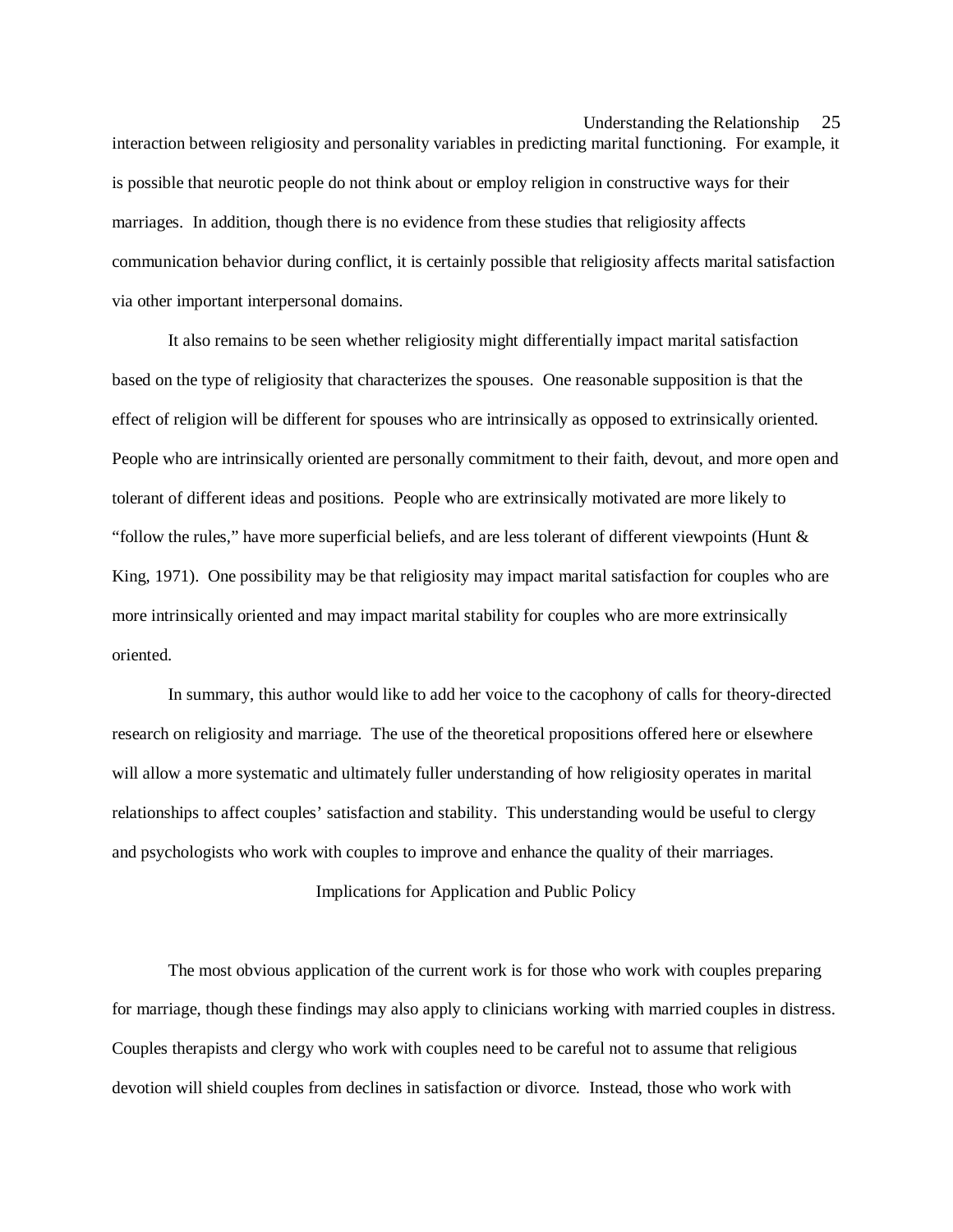interaction between religiosity and personality variables in predicting marital functioning. For example, it is possible that neurotic people do not think about or employ religion in constructive ways for their marriages. In addition, though there is no evidence from these studies that religiosity affects communication behavior during conflict, it is certainly possible that religiosity affects marital satisfaction via other important interpersonal domains.

It also remains to be seen whether religiosity might differentially impact marital satisfaction based on the type of religiosity that characterizes the spouses. One reasonable supposition is that the effect of religion will be different for spouses who are intrinsically as opposed to extrinsically oriented. People who are intrinsically oriented are personally commitment to their faith, devout, and more open and tolerant of different ideas and positions. People who are extrinsically motivated are more likely to "follow the rules," have more superficial beliefs, and are less tolerant of different viewpoints (Hunt & King, 1971). One possibility may be that religiosity may impact marital satisfaction for couples who are more intrinsically oriented and may impact marital stability for couples who are more extrinsically oriented.

In summary, this author would like to add her voice to the cacophony of calls for theory-directed research on religiosity and marriage. The use of the theoretical propositions offered here or elsewhere will allow a more systematic and ultimately fuller understanding of how religiosity operates in marital relationships to affect couples' satisfaction and stability. This understanding would be useful to clergy and psychologists who work with couples to improve and enhance the quality of their marriages.

## Implications for Application and Public Policy

The most obvious application of the current work is for those who work with couples preparing for marriage, though these findings may also apply to clinicians working with married couples in distress. Couples therapists and clergy who work with couples need to be careful not to assume that religious devotion will shield couples from declines in satisfaction or divorce. Instead, those who work with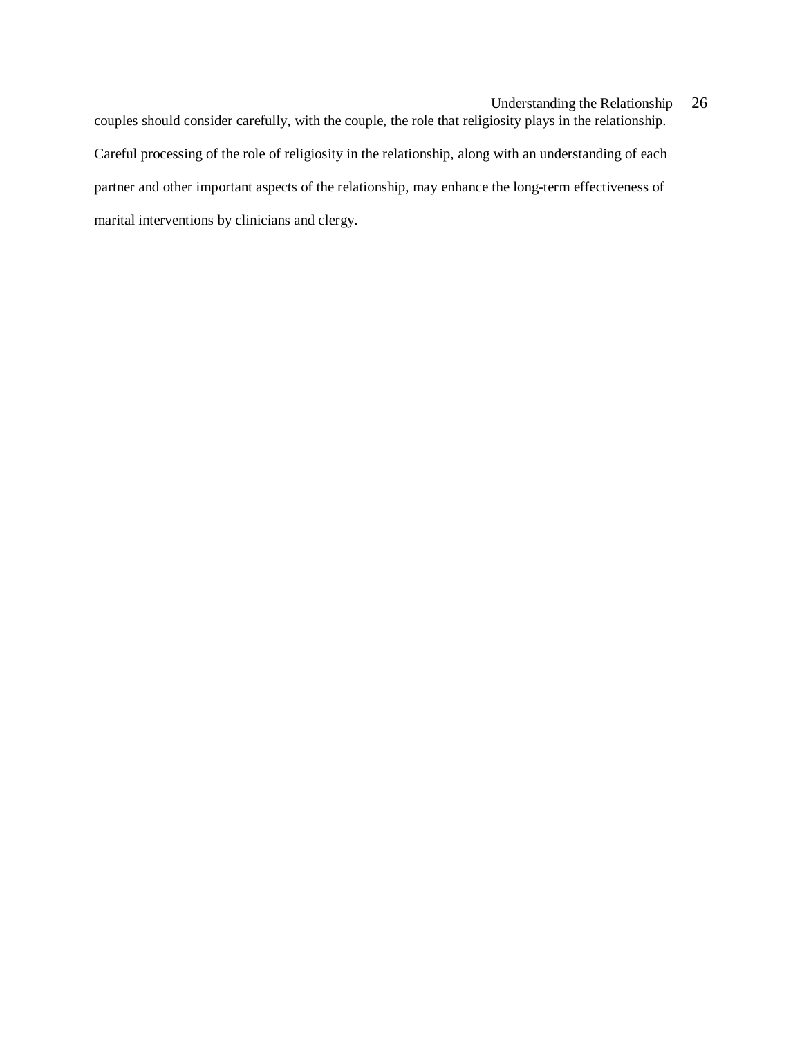couples should consider carefully, with the couple, the role that religiosity plays in the relationship. Careful processing of the role of religiosity in the relationship, along with an understanding of each partner and other important aspects of the relationship, may enhance the long-term effectiveness of marital interventions by clinicians and clergy.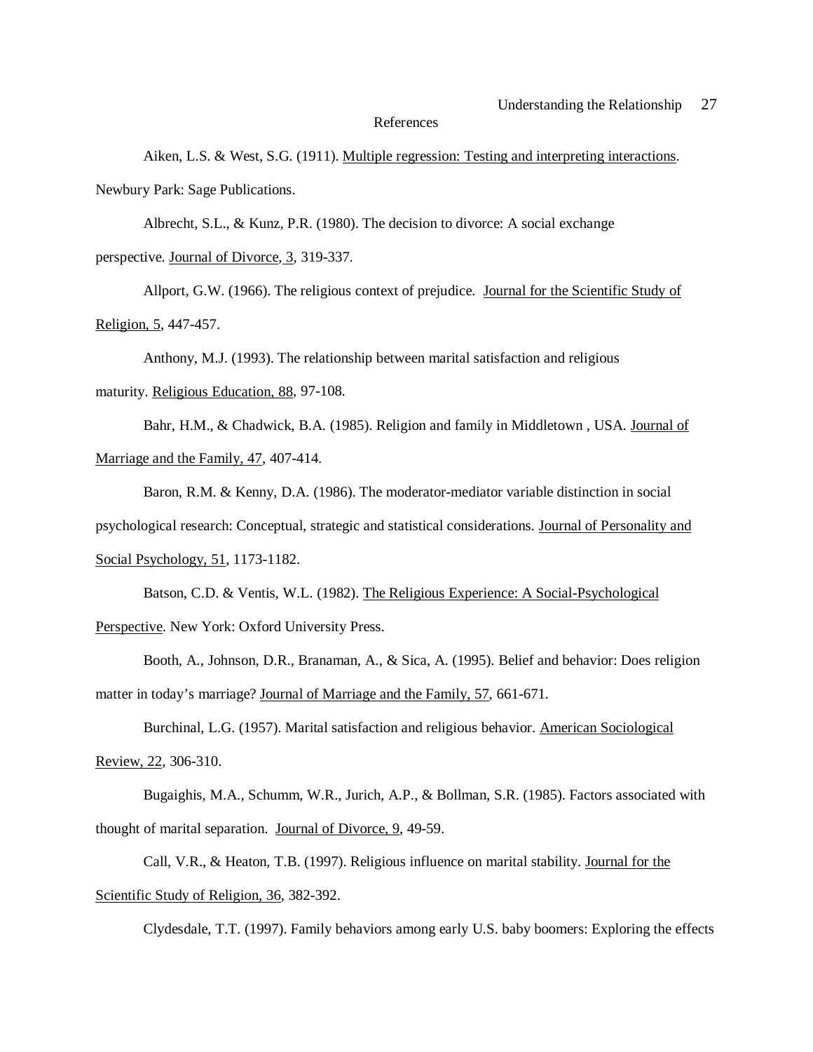# References

Aiken, L.S. & West, S.G. (1911). Multiple regression: Testing and interpreting interactions. Newbury Park: Sage Publications.

Albrecht, S.L., & Kunz, P.R. (1980). The decision to divorce: A social exchange perspective. Journal of Divorce, 3, 319-337.

Allport, G.W. (1966). The religious context of prejudice. Journal for the Scientific Study of Religion, 5, 447-457.

Anthony, M.J. (1993). The relationship between marital satisfaction and religious maturity. Religious Education, 88, 97-108.

Bahr, H.M., & Chadwick, B.A. (1985). Religion and family in Middletown , USA. Journal of Marriage and the Family, 47, 407-414.

Baron, R.M. & Kenny, D.A. (1986). The moderator-mediator variable distinction in social psychological research: Conceptual, strategic and statistical considerations. Journal of Personality and Social Psychology, 51, 1173-1182.

Batson, C.D. & Ventis, W.L. (1982). The Religious Experience: A Social-Psychological Perspective. New York: Oxford University Press.

Booth, A., Johnson, D.R., Branaman, A., & Sica, A. (1995). Belief and behavior: Does religion matter in today's marriage? Journal of Marriage and the Family, 57, 661-671.

Burchinal, L.G. (1957). Marital satisfaction and religious behavior. American Sociological Review, 22, 306-310.

Bugaighis, M.A., Schumm, W.R., Jurich, A.P., & Bollman, S.R. (1985). Factors associated with thought of marital separation. Journal of Divorce, 9, 49-59.

Call, V.R., & Heaton, T.B. (1997). Religious influence on marital stability. Journal for the Scientific Study of Religion, 36, 382-392.

Clydesdale, T.T. (1997). Family behaviors among early U.S. baby boomers: Exploring the effects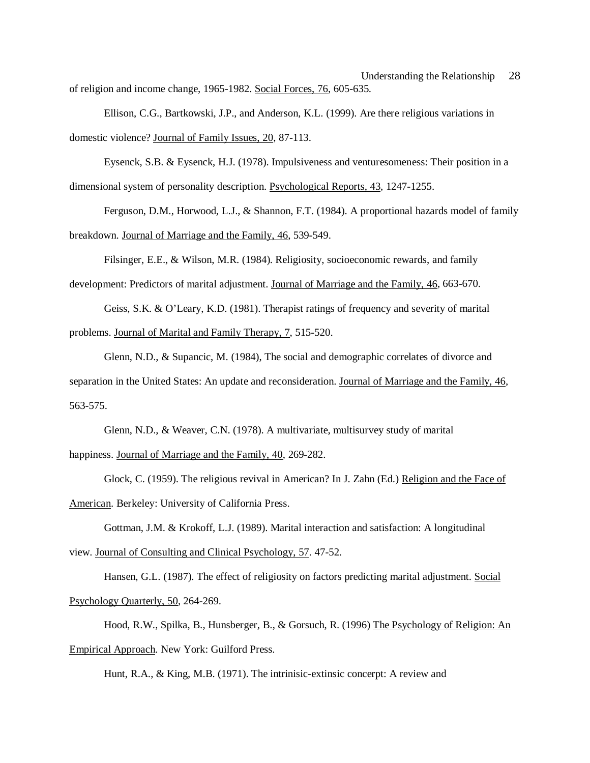of religion and income change, 1965-1982. Social Forces, 76, 605-635.

Ellison, C.G., Bartkowski, J.P., and Anderson, K.L. (1999). Are there religious variations in domestic violence? Journal of Family Issues, 20, 87-113.

Eysenck, S.B. & Eysenck, H.J. (1978). Impulsiveness and venturesomeness: Their position in a dimensional system of personality description. Psychological Reports, 43, 1247-1255.

Ferguson, D.M., Horwood, L.J., & Shannon, F.T. (1984). A proportional hazards model of family breakdown. Journal of Marriage and the Family, 46, 539-549.

Filsinger, E.E., & Wilson, M.R. (1984). Religiosity, socioeconomic rewards, and family development: Predictors of marital adjustment. Journal of Marriage and the Family, 46, 663-670.

Geiss, S.K. & O'Leary, K.D. (1981). Therapist ratings of frequency and severity of marital problems. Journal of Marital and Family Therapy, 7, 515-520.

Glenn, N.D., & Supancic, M. (1984), The social and demographic correlates of divorce and separation in the United States: An update and reconsideration. Journal of Marriage and the Family, 46, 563-575.

Glenn, N.D., & Weaver, C.N. (1978). A multivariate, multisurvey study of marital happiness. Journal of Marriage and the Family, 40, 269-282.

Glock, C. (1959). The religious revival in American? In J. Zahn (Ed.) Religion and the Face of American. Berkeley: University of California Press.

Gottman, J.M. & Krokoff, L.J. (1989). Marital interaction and satisfaction: A longitudinal view. Journal of Consulting and Clinical Psychology, 57. 47-52.

Hansen, G.L. (1987). The effect of religiosity on factors predicting marital adjustment. Social Psychology Quarterly, 50, 264-269.

Hood, R.W., Spilka, B., Hunsberger, B., & Gorsuch, R. (1996) The Psychology of Religion: An Empirical Approach. New York: Guilford Press.

Hunt, R.A., & King, M.B. (1971). The intrinisic-extinsic concerpt: A review and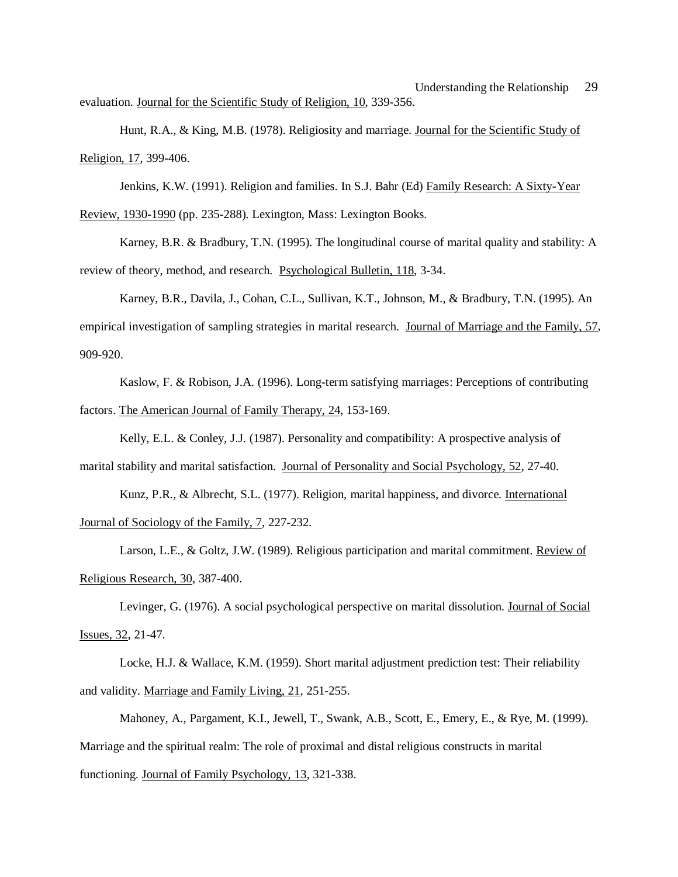evaluation. Journal for the Scientific Study of Religion, 10, 339-356.

Hunt, R.A., & King, M.B. (1978). Religiosity and marriage. Journal for the Scientific Study of Religion, 17, 399-406.

Jenkins, K.W. (1991). Religion and families. In S.J. Bahr (Ed) Family Research: A Sixty-Year Review, 1930-1990 (pp. 235-288). Lexington, Mass: Lexington Books.

Karney, B.R. & Bradbury, T.N. (1995). The longitudinal course of marital quality and stability: A review of theory, method, and research. Psychological Bulletin, 118, 3-34.

Karney, B.R., Davila, J., Cohan, C.L., Sullivan, K.T., Johnson, M., & Bradbury, T.N. (1995). An empirical investigation of sampling strategies in marital research. Journal of Marriage and the Family, 57, 909-920.

Kaslow, F. & Robison, J.A. (1996). Long-term satisfying marriages: Perceptions of contributing factors. The American Journal of Family Therapy, 24, 153-169.

Kelly, E.L. & Conley, J.J. (1987). Personality and compatibility: A prospective analysis of marital stability and marital satisfaction. Journal of Personality and Social Psychology, 52, 27-40.

Kunz, P.R., & Albrecht, S.L. (1977). Religion, marital happiness, and divorce. International Journal of Sociology of the Family, 7, 227-232.

Larson, L.E., & Goltz, J.W. (1989). Religious participation and marital commitment. Review of Religious Research, 30, 387-400.

Levinger, G. (1976). A social psychological perspective on marital dissolution. Journal of Social Issues, 32, 21-47.

Locke, H.J. & Wallace, K.M. (1959). Short marital adjustment prediction test: Their reliability and validity. Marriage and Family Living, 21, 251-255.

Mahoney, A., Pargament, K.I., Jewell, T., Swank, A.B., Scott, E., Emery, E., & Rye, M. (1999). Marriage and the spiritual realm: The role of proximal and distal religious constructs in marital functioning. Journal of Family Psychology, 13, 321-338.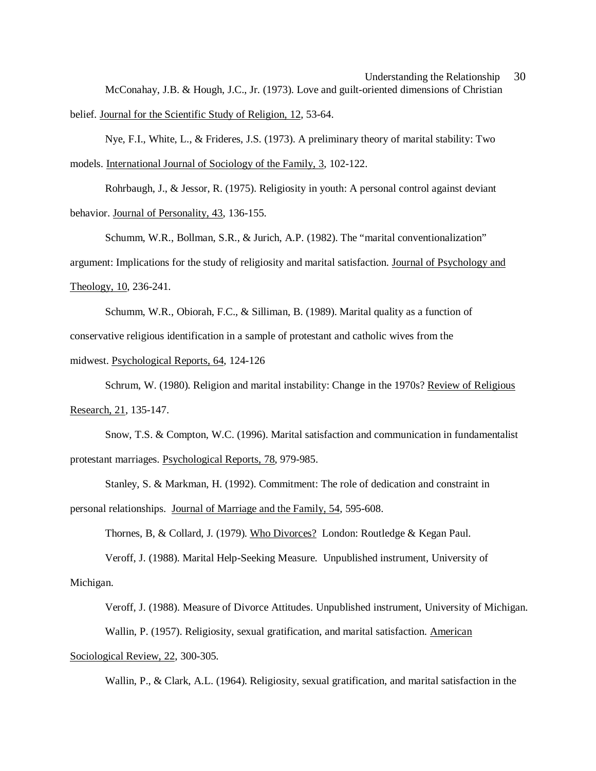McConahay, J.B. & Hough, J.C., Jr. (1973). Love and guilt-oriented dimensions of Christian belief. Journal for the Scientific Study of Religion, 12, 53-64.

Nye, F.I., White, L., & Frideres, J.S. (1973). A preliminary theory of marital stability: Two models. International Journal of Sociology of the Family, 3, 102-122.

Rohrbaugh, J., & Jessor, R. (1975). Religiosity in youth: A personal control against deviant behavior. Journal of Personality, 43, 136-155.

Schumm, W.R., Bollman, S.R., & Jurich, A.P. (1982). The "marital conventionalization" argument: Implications for the study of religiosity and marital satisfaction. Journal of Psychology and Theology, 10, 236-241.

Schumm, W.R., Obiorah, F.C., & Silliman, B. (1989). Marital quality as a function of conservative religious identification in a sample of protestant and catholic wives from the midwest. Psychological Reports, 64, 124-126

Schrum, W. (1980). Religion and marital instability: Change in the 1970s? Review of Religious Research, 21, 135-147.

Snow, T.S. & Compton, W.C. (1996). Marital satisfaction and communication in fundamentalist protestant marriages. Psychological Reports, 78, 979-985.

Stanley, S. & Markman, H. (1992). Commitment: The role of dedication and constraint in personal relationships. Journal of Marriage and the Family, 54, 595-608.

Thornes, B, & Collard, J. (1979). Who Divorces? London: Routledge & Kegan Paul.

Veroff, J. (1988). Marital Help-Seeking Measure. Unpublished instrument, University of Michigan.

Veroff, J. (1988). Measure of Divorce Attitudes. Unpublished instrument, University of Michigan.

Wallin, P. (1957). Religiosity, sexual gratification, and marital satisfaction. American Sociological Review, 22, 300-305.

Wallin, P., & Clark, A.L. (1964). Religiosity, sexual gratification, and marital satisfaction in the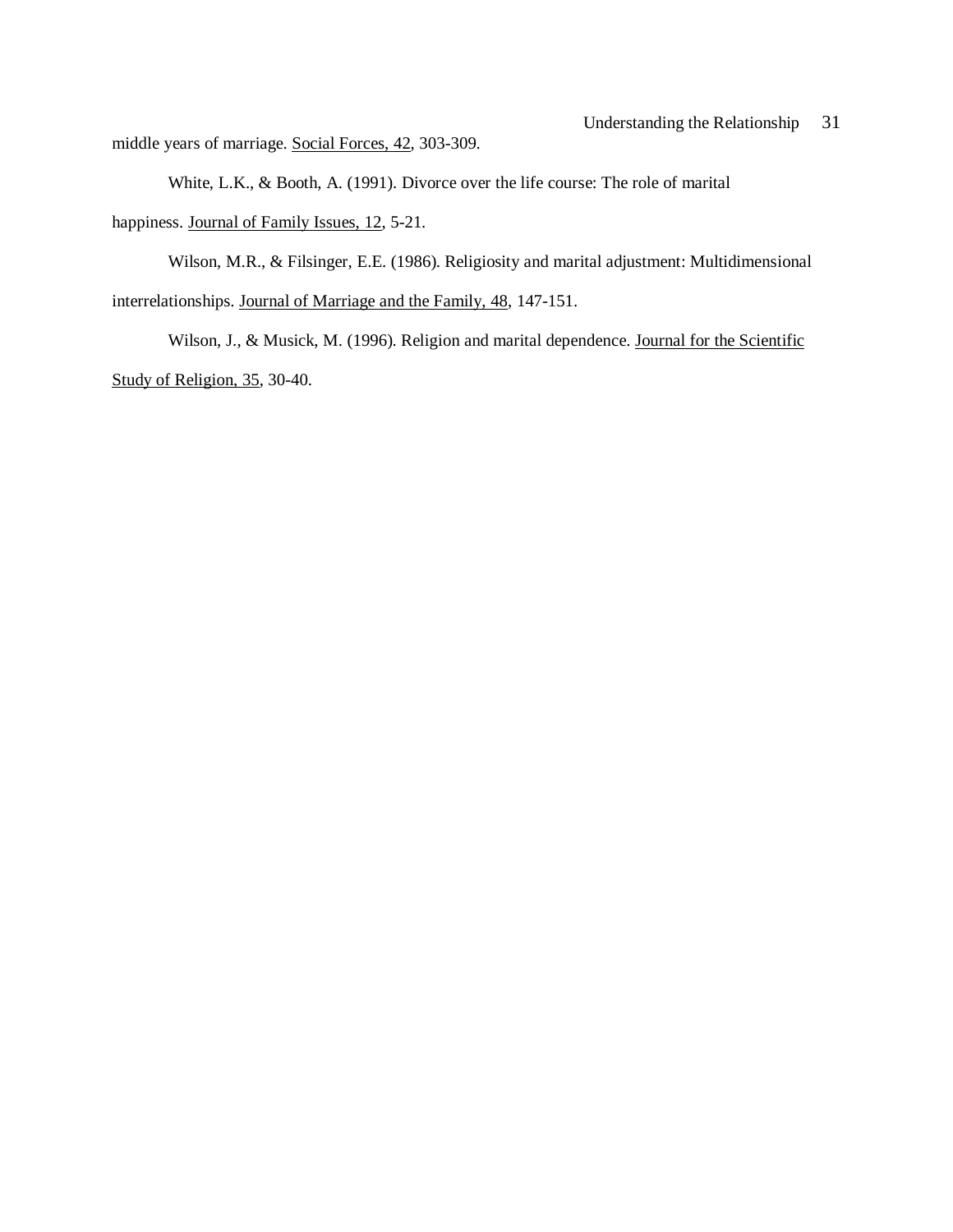middle years of marriage. <u>Social Forces, 42</u>, 303-309.

White, L.K., & Booth, A. (1991). Divorce over the life course: The role of marital happiness. <u>Journal of Family Issues, 12</u>, 5-21.

Wilson, M.R., & Filsinger, E.E. (1986). Religiosity and marital adjustment: Multidimensional interrelationships. <u>Journal of Marriage and the Family, 48</u>, 147-151.

Wilson, J., & Musick, M. (1996). Religion and marital dependence. <u>Journal for the Scientific Study of Religion, 35</u>, 30-40.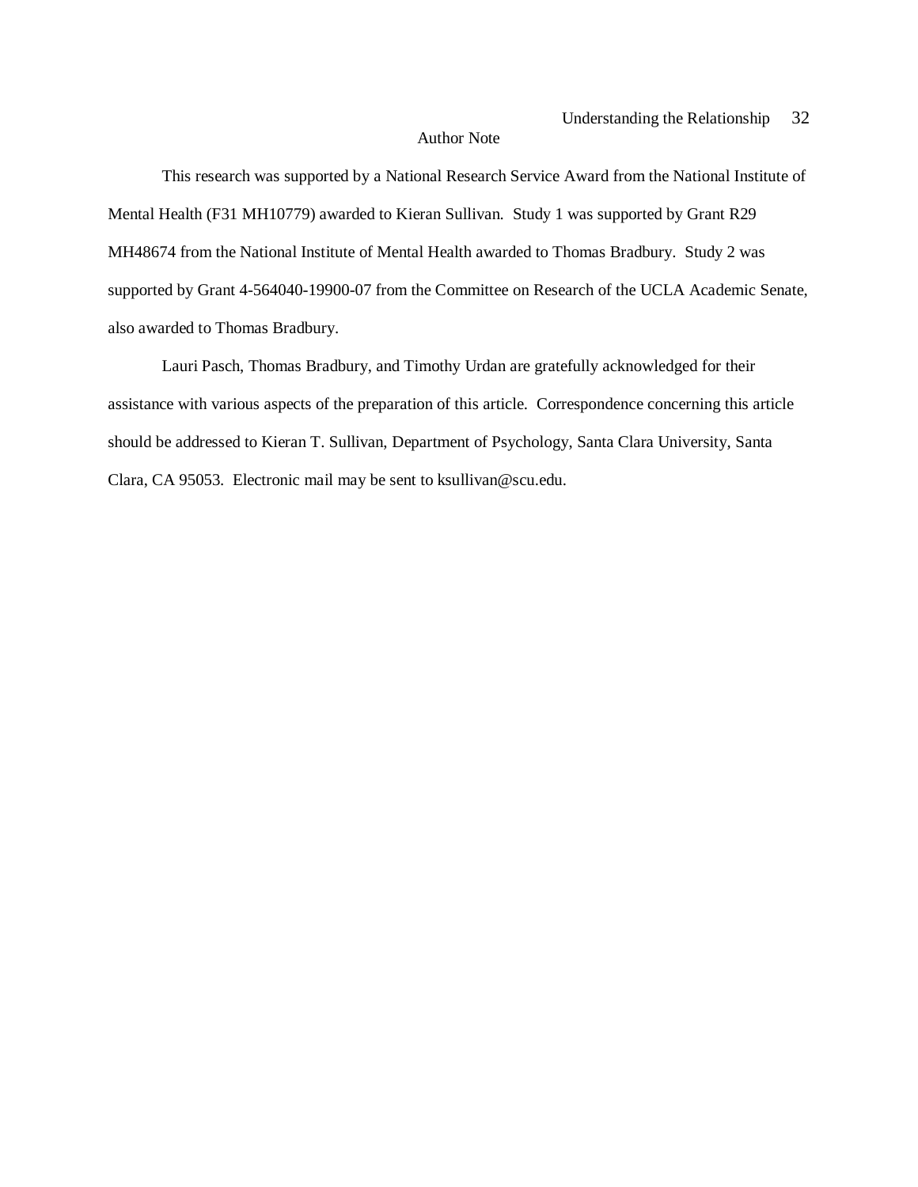## Author Note

This research was supported by a National Research Service Award from the National Institute of Mental Health (F31 MH10779) awarded to Kieran Sullivan. Study 1 was supported by Grant R29 MH48674 from the National Institute of Mental Health awarded to Thomas Bradbury. Study 2 was supported by Grant 4-564040-19900-07 from the Committee on Research of the UCLA Academic Senate, also awarded to Thomas Bradbury.

Lauri Pasch, Thomas Bradbury, and Timothy Urdan are gratefully acknowledged for their assistance with various aspects of the preparation of this article. Correspondence concerning this article should be addressed to Kieran T. Sullivan, Department of Psychology, Santa Clara University, Santa Clara, CA 95053. Electronic mail may be sent to ksullivan@scu.edu.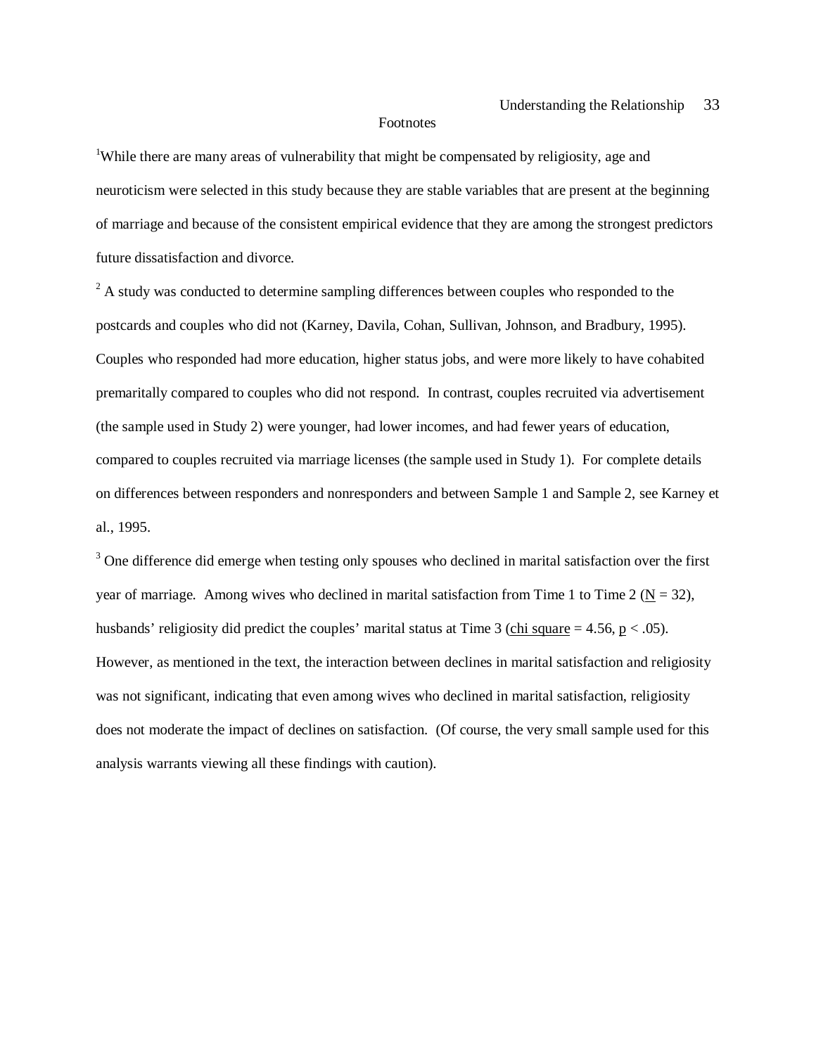# Footnotes

[1]While there are many areas of vulnerability that might be compensated by religiosity, age and neuroticism were selected in this study because they are stable variables that are present at the beginning of marriage and because of the consistent empirical evidence that they are among the strongest predictors future dissatisfaction and divorce.

[2] A study was conducted to determine sampling differences between couples who responded to the postcards and couples who did not (Karney, Davila, Cohan, Sullivan, Johnson, and Bradbury, 1995). Couples who responded had more education, higher status jobs, and were more likely to have cohabited premaritally compared to couples who did not respond. In contrast, couples recruited via advertisement (the sample used in Study 2) were younger, had lower incomes, and had fewer years of education, compared to couples recruited via marriage licenses (the sample used in Study 1). For complete details on differences between responders and nonresponders and between Sample 1 and Sample 2, see Karney et al., 1995.

[3] One difference did emerge when testing only spouses who declined in marital satisfaction over the first year of marriage. Among wives who declined in marital satisfaction from Time 1 to Time 2 ($N = 32$), husbands' religiosity did predict the couples' marital status at Time 3 (chi square = 4.56, $p < .05$). However, as mentioned in the text, the interaction between declines in marital satisfaction and religiosity was not significant, indicating that even among wives who declined in marital satisfaction, religiosity does not moderate the impact of declines on satisfaction. (Of course, the very small sample used for this analysis warrants viewing all these findings with caution).